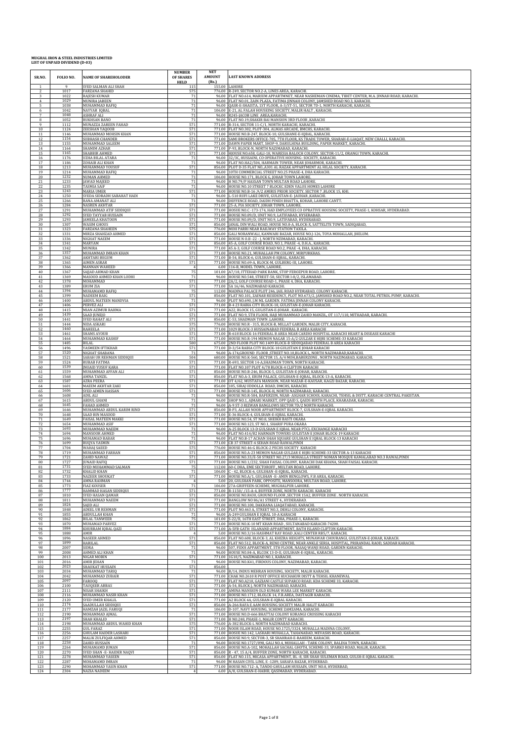# MUGHAL IRON & STEEL INDUSTRIES LIMITED
## LIST OF UNPAID DIVIDEND (D-03)

| SR.NO. | FOLIO NO. | NAME OF SHAREHOLODER | NUMBER OF SHARES HELD | NET AMOUNT (Rs.) | LAST KNOWN ADDRESS |
|---|---|---|---|---|---|
| 1 | 9 | SYED SALMAN ALI SHAH | 115 | 155.00 | LAHORE |
| 2 | 1017 | FARZANA SHAHID | 575 | 776.00 | R-249, SECTOR NO.2-A, LINES AREA, KARACHI. |
| 3 | 1022 | RAJESH KUMAR | 71 | 96.00 | FLAT NO.614, MARIUM APPARTMNET, NEAR NASHEMAN CINEMA, TIBET CENTER, M.A. JINNAH ROAD, KARACHI. |
| 4 | 1029 | MUNIRA JABEEN | 71 | 96.00 | FLAT NO.01, ZAIN PLAZA, FATIMA JINNAH COLONY, JAMSHED ROAD NO.3, KARACHI. |
| 5 | 1038 | MUHAMMAD RAFIQ | 71 | 96.00 | QASR-E-SHAISTA, 1ST FLOOR, A-3/ST-51, SECTOR 7D-1, NORTH KARACHI, KARACHI. |
| 6 | 1042 | NAYYAR IQBAL | 71 | 106.00 | E-21, AL FALAH HOUSEING SOCIETY, MALIR HALT , KARACHI. |
| 7 | 1048 | ASHRAF ALI | 71 | 96.00 | R245-JACOB LINE AREA,KARACHI. |
| 8 | 1052 | RUKHSAN BANO | 71 | 96.00 | FLAT NO.19,SHAKIR BAI MANSION 3RD FLOOR ,KARACHI |
| 9 | 1112 | MUNAZZA ZAREEN FAHAD | 571 | 771.00 | R-314, SECTOR 11-C/1, NORTH KARACHI, KARACHI. |
| 10 | 1124 | ZEESHAN YAQOOB | 571 | 771.00 | FLAT NO.302, PLOT-304, ALMAS ARCADE, BMCHS, KARACHI. |
| 11 | 1146 | MUHAMMAD MOHSIN KHAN | 571 | 771.00 | HOUSE NO.B-247, BLOCK-10, GULSHANE-E-IQBAL, KARACHI. |
| 12 | 1154 | SUBHASH CHANDER | 571 | 771.00 | SAMI BROKERS OFFICE-705, 7TH FLOOR, KS TRADE TOWER, SHARAH-E-LIAQAT, NEW CHALLI, KARACHI. |
| 13 | 1155 | MUHAMMAD SALEEM | 571 | 771.00 | DAWN PAPER MART, SHOP-9, DARULHINA BUILDING, PAPER MARKET, KARACHI. |
| 14 | 1164 | SHAMIM AZHAR | 571 | 771.00 | P-93, BLOCK-N, NORTH NAZIMABAD, KARACHI. |
| 15 | 1165 | SHABBIR AHMED | 571 | 771.00 | HOUSE NO.658, GALI-18, WARESIA BALOCH COLONY, SECTOR-11/2, ORANGI TOWN, KARACHI. |
| 16 | 1176 | UZHA BILAL ATARA | 71 | 96.00 | 32/3C, HUSSAINI, CO OPERATIVE HOUSING- SOCIETY, KARACHI. |
| 17 | 1186 | ZOHAIB ALI KHAN | 71 | 96.00 | FLAT NO.HA2/504, HARMAIN TOWER, NEAR JOHARMOR, KARACHI. |
| 18 | 1213 | MUHAMMAD YOUSUF | 571 | 856.00 | PLOT D-35 FLAT NO.,A301 AL RAZAK APPARTMENT AL HILAL SOCIETY, KARACHI. |
| 19 | 1214 | MUHAMMAD RAFIQ | 71 | 96.00 | 10TH COMMERCIAL STREET NO.25 PHASE-4, DHA KARACHI. |
| 20 | 1232 | NUMAN AHMED | 71 | 106.00 | HOUSE NO.171, BLOCK G, JOHAR TOWN LAHORE. |
| 21 | 1233 | JAWAD MAJEED | 71 | 96.00 | H NO.79/P HASSAN TOWN MULTAN ROAD LAHORE. |
| 22 | 1235 | TASMIA SAIF | 71 | 96.00 | HOUSE NO.10 STREET 7 BLOCKC EDEN VALUE HOMES LAHORE |
| 23 | 1243 | MARIA UMER | 571 | 771.00 | HOUSE NO.B-16 ,9/2 AMIRIS PRIOR SOCIETY, SECTOR 7 ,BLOCK 15, KHI. |
| 24 | 1250 | SYEDA SIDRADH SABAHAT HADI | 71 | 96.00 | L-510 RUFI LAKE DRIVE, GULISTAN-E- JAUHAR ,KARACHI. |
| 25 | 1266 | RANA AMANAT ALI | 71 | 96.00 | DEFFENCE ROAD, DAIDH PINIDI BHATTA, KOHAR, LAHORE CANTT. |
| 26 | 1284 | NASREN AKHTAR | 571 | 771.00 | 25-A, PIA SOCIETY, JOHAR TOWN, LAHORE. |
| 27 | 1291 | MUHAMMAD ATIF SIDDIQUI | 571 | 771.00 | HOSUE NO.C -173-174, HAD EMPLOYEES CO OPRATIVE HOUSING SOCIETY, PHASE-1, KOHSAR, HYDERABAD. |
| 28 | 1292 | SYED TAYYAB HUSSAIN | 571 | 771.00 | HOUSE NO.89/D, UNIT NO.9, LATIFABAD, HYSERABAD. |
| 29 | 1293 | JAMEELA KHATOON | 571 | 771.00 | HOUSE NO.89/D, UNIT NO.9, LATIFABAD, HYDERABAD. |
| 30 | 1307 | WASIM GHOUS | 571 | 856.00 | JANAL DIN WALI ROAD, HOUSE NO.8-A, BLOCK-X, SATTELITE TOWN, SADIQABAD, |
| 31 | 1323 | FARZANA SHAHEEN | 575 | 776.00 | MOH FARRI NEAR RAILWAY STATION TAXILA. |
| 32 | 1331 | MIRZA SHAHZAD AHMED | 571 | 856.00 | GALI NORANWALI, KANWARI BAZAR, HOUSE NO.J-126, TOYA MOHALLAH, JHELUM. |
| 33 | 1336 | NIGHAT NAEEM | 571 | 771.00 | HOUSE N O.B -22 - J, NORTH NZIMABAD, KARACHI. |
| 34 | 1341 | MARYAM | 571 | 856.00 | 45-A, GOLF COURSE ROAD, NO.1, PHASE -4, D.H.A., KARACHI. |
| 35 | 1342 | MUNIRA | 571 | 771.00 | 45 A-3, GOLF COURSE ROAD NO.2, PHAE -4, DHA, KARACHI. |
| 36 | 1357 | MUHAMMAD IMRAN KHAN | 571 | 771.00 | HOUSE NO.21, MUHALLAH PM COLONY, MIRPURKHAS. |
| 37 | 1362 | AKHTARI BEGUM | 571 | 771.00 | B-54, BLOCK-6, GULSHAN-E-IQBAL, KARACHI. |
| 38 | 1365 | AIMEN ASKAR | 571 | 771.00 | HOUSE NO.69-A, BLOCK-M, GULBERG-III, LAHORE. |
| 39 | 1366 | MANNAN WAHEED | 4 | 6.00 | 116-B, MODEL TOWN, LAHORE. |
| 40 | 1367 | SAJJAD AHMAD KHAN | 75 | 101.00 | A7/18, ITTEHAD PARK BANK, STOP FEROZPUR ROAD, LAHORE. |
| 41 | 1369 | MASOOD AHMED KHAN LODHI | 71 | 96.00 | HOUSE NO.548, STREET-58, SECTOR I-8/2, ISLAMABAD. |
| 42 | 1378 | MOHAMMAD | 571 | 771.00 | 2A/2, GOLF COURSE ROAD-1, PHASE 4, DHA, KARACHI. |
| 43 | 1389 | ERUM ZIA | 571 | 771.00 | 5A 16/46, NAZIMABAD KARACHI. |
| 44 | 1394 | MUHAMAMD RAFIQ | 75 | 112.00 | MADINA PALACE PLOT 246, JAIL ROAD HYDRABAD, COLONY KARACHI. |
| 45 | 1399 | NADEEM BAIG | 571 | 856.00 | FLAT NO.101, ZAINAB RESIDENCY, PLOT NO.673/2, JAMSHED ROAD NO.2, NEAR TOTAL PETROL PUMP, KARACHI. |
| 46 | 1400 | ABDUL MATEEN MANDVIA | 71 | 96.00 | PLOT NO.690, J.M ML GARDEN. FATIMA JINNAH COLONY KARACHI. |
| 47 | 1406 | PERVEZ ALI | 571 | 771.00 | B-4 23 RABIA CITY BLOCK-18, GULISTAN-E-JOHAR KARACHI. |
| 48 | 1415 | MIAN AZIMUR RAHMA | 571 | 771.00 | A22, BLOCK 15, GULISTAN-E-JOHAR , KARACHI. |
| 49 | 1439 | SAAD JUNEJO | 571 | 771.00 | FLAT NO.9, 5TH FLOOR, HAJI MUHAMMAD ZAHID MANZIL, OT 117/118, MITHADAR, KARACHI. |
| 50 | 1441 | SYED RAHAT ALI | 571 | 856.00 | C-53, SHADMAN TOWN ,LAHORE. |
| 51 | 1444 | NIDA ASKARI | 575 | 776.00 | HOUSE NO.R - 315, BLOCK-8, MILLAT GARDEN, MALIR CITY, KARACHI. |
| 52 | 1460 | RAHEELA | 571 | 771.00 | 1029 BLOCK-3 HUSSAINABAD FEDERAL B AREA KARACHI |
| 53 | 1461 | SHAMS AYOUB | 571 | 771.00 | R-618 BLOCK-16 FEDERAL B AREA NEAR CARDIO HOSPITAL KARACHI HEART & DISEASE KARACHI |
| 54 | 1464 | MUHAMMAD KASHIF | 571 | 771.00 | HOUSE NO.R-194 MEMON NAGAR 15-A/2 GULZAR E HIJRI SCHEME-33 KARACHI |
| 55 | 1485 | BILAL | 500 | 675.00 | 2ND FLOOR PLOT NO.1409 BLOCK-B SIDDIQABAD FEDERAL B AREA KARACHI |
| 56 | 1496 | YASMEEN IFTIKHAR | 571 | 771.00 | D-3/54 RABIA CITY BLOCK-18 GULISTAN E JOHAR KARACHI |
| 57 | 1520 | NIGHAT SHABANA | 71 | 96.00 | A-174,GROUND FLOOR ,STREET NO.10,BLOCK L, NORTH NAZIMABAD,KARACHI. |
| 58 | 1521 | SABAH UR REHMAN SIDDIQUI | 504 | 680.00 | HOUSE NO.K-560, SECTOR 15, A/4 MOH,BABERZONE , NORTH NAZIMABAD, KARACHI. |
| 59 | 1524 | RUBAB FATIMA | 571 | 771.00 | R-693, SECTOR 14-A,SHADMAN TOWN, NORTH KARACHI. |
| 60 | 1539 | JNUAID YUSUF KARA | 571 | 771.00 | FLAT NO.107 PLOT 4/78 BLOCK-4 CLIFTON KARACHI |
| 61 | 1559 | MUHAMMAD AFFAN ALI | 571 | 856.00 | HOUSE NO.B-246, BLOCK-5, GULISTAN-E-JOHAR, KARACHI. |
| 62 | 1568 | AMNA TANZIL | 571 | 856.00 | FLAT NO.A-3, ERUM PALACE, GULSHAN-E-IQBAL, BLOCK-13-A, KARACHI. |
| 63 | 1587 | AZRA PEERA | 571 | 771.00 | OT 4/62, MUSTAFA MANSION, NEAR MAZAR-E-KAUSAR, KAGZI BAZAR, KARACHI. |
| 64 | 1601 | MAEEM AKHTAR ZAKI | 571 | 856.00 | 185, SIRAJ UDDOLLA ROAD, DMCHS, KARACHI. |
| 65 | 1606 | SYED AIMEN HASSAN | 571 | 771.00 | HOUSE NO.B-145, BLOCK-H, NORTH NAZIMABAD, KARACHI. |
| 66 | 1608 | ADIL ALI | 71 | 96.00 | HOUSE NO.R-584, BAFERZON, NEAR- ASGHAR SCHOOL KARACHI, TEHSIL & DISTT, KARACHI CENTRAL PAKISTAN. |
| 67 | 1615 | ABDUL GHANI | 71 | 96.00 | SHOP NO.1, AJMARI MARKET, OPP QAID S, QAIDS BIRTH PLACE, KHARADAR, KARACHI. |
| 68 | 1645 | FAHAD AHMED | 71 | 96.00 | A-9 ST-3 RIZWAN BANGLOWS SECTOR 7D/2 NORTH KARACHI. |
| 69 | 1646 | MUHAMMAD ABDUL KARIM RIND | 571 | 856.00 | B-P3, ALLAH NOOR APPARTMENT BLOCK-7, GULSHAN-E-IQBAL KARACHI. |
| 70 | 1648 | SAAD BIN MASOOD | 571 | 771.00 | E-36 BLOCK-4, GULSHAN-E-IQBAL KARACHI. |
| 71 | 1649 | FAISAL MATEEN MAKKI | 571 | 771.00 | HOUSE NO.54, ST NO.8, SHEIKH BASTI OKARA |
| 72 | 1654 | MUHAMMAD ASIF | 571 | 771.00 | HOUSE NO.123, ST NO.1, SHARIF PURA OKARA |
| 73 | 1693 | MUHAMMAD NAEEM | 71 | 96.00 | A-25 BLOCK 13-D GULSHAN E IQBAL NEAR PTCL EXCHANGE KARACHI |
| 74 | 1694 | MANSOOR AHMED | 71 | 96.00 | FLAT NO.414/B2 HARMAIN TOWERS GULISTAN E JOHAR BLOCK-19 KARACHI |
| 75 | 1696 | MUHAMAD BABAR | 71 | 96.00 | FLAT NO.B-17 ACHAN SHAH SQUARE GULSHAN E IQBAL BLOCK-13 KARACHI |
| 76 | 1699 | RUQYA YASMIN | 571 | 771.00 | CB 37 STREET-4 SEHAN ROAD RAWALPINDI |
| 77 | 1704 | WAHAJ SAEED | 575 | 776.00 | HOUSE NO.46-G BLOCK-2 PECHS SOCIETY KARACHI |
| 78 | 1719 | MUHAMMAD FARHAN | 571 | 856.00 | HOUSE NO.A-23 MEMON NAGAR GULZAR E HIJRI SCHEME-33 SECTOR A-13 KARACHI |
| 79 | 1721 | ZAHID NAWAZ | 571 | 771.00 | HOUSE NO.33/E-58 STREET NO.27/3 MOHALLA STREET NOMAN MOSQUE KAMALABAD NO.3 RAWALPINDI |
| 80 | 1727 | JUNAID RAFIQ | 571 | 771.00 | HOUSE NO.1/232, SHAH FAISAL COLONY, KARACHI DAK KHANA, SHAH FAISAL KARACHI. |
| 81 | 1731 | SYED MUHAMMAD SALMAN | 75 | 112.00 | 60-C DHA, EME SECTOROFF , MULTAN ROAD, LAHORE. |
| 82 | 1732 | KHALID KHAN | 71 | 106.00 | C - 42, BLOCK-6, GULSHAN -E-IQBAL, KARACHI. |
| 83 | 1733 | NAZEER SHOUKAT | 571 | 771.00 | HOUSE NO.A/1, GULSHAN -E- AMIN BENGLOWS, F.B AREA, KARACHI. |
| 84 | 1744 | AMNA RAHMAN | 4 | 5.00 | 20, GULSHAN PARK, OPPOSITE, MANSOORA, MULTAN ROAD, LAHORE. |
| 85 | 1773 | FIAZ KOUSER | 71 | 106.00 | 27A-GRIFFEEN-SCHEME, MUGHALPUR LAHORE. |
| 86 | 1777 | HAMMAD HASAN SIDDIQUI | 571 | 771.00 | R-1150/ /15-A-4, BUFFER ZONE, NORTH KARACHI. KARACHI |
| 87 | 1810 | SYED HASAN QAMAR | 571 | 856.00 | HOUSE NO.R430, GROUND FLOOR ,SECTOR 15A2, BUFFER ZONE . NORTH KARACHI. |
| 88 | 1811 | MUHAMMAD NAEEM | 571 | 771.00 | BANGLOW NO B6/A1 STREET 4,. HYDERABAD. |
| 89 | 1824 | SAJID ALI | 571 | 771.00 | HOUSE NO.100, DAKHANA LIAQATABAD, KARACHI. |
| 90 | 1848 | ADEEL UR REHMAN | 571 | 771.00 | PLOT NO.463 A, STREET NO.3, DEHLI COLONY, KARACHI. |
| 91 | 1855 | ABDULLAH KHAN | 71 | 96.00 | A-249 GULSHAN E IQBAL 10-A KARACHI |
| 92 | 1862 | BILAL TANWEER | 75 | 101.00 | S-22/II, 16TH EAST STREET, DHA, PHASE-1, KARACHI. |
| 93 | 1870 | MUHAMAD PARVEZ | 571 | 771.00 | HOUSE NO.K-10 MT KHAN ROAD , SULTANABAD KARACHI-74200. |
| 94 | 1884 | KHURRAM IQBAL QAZI | 571 | 771.00 | A-5FB GATH ISLANAND APPARTMENT, BATH ISLAND CLIFTON KARACHI. |
| 95 | 1888 | AMIR | 4 | 5.00 | HOUSE NO.3/16 HASHMAT RAY ROAD ,KALI CENTER RB5/7, KARACHI. |
| 96 | 1896 | NASEER AHMED | 571 | 856.00 | FLAT NO.608, BLOCK-3, AL KHIZRA HEIGHTS, MUNAWAR CHOURANGI, GULISTAN-E-JOHAR, KARACH. |
| 97 | 1899 | HARILAL | 571 | 856.00 | FLAT NO.512, BLOCK-A, RENO CENTRE, NEAR ANKLE SERIA, HOSPITAL, PRIRANDAL RAOD, SADDAR KARACHI. |
| 98 | 2007 | SIDRA | 71 | 96.00 | 507, FIDOI APPARTMENT, 5TH FLOOR, NASAQ WANJI ROAD, GARDEN KARACHI. |
| 99 | 2008 | AHMED ALI KHAN | 71 | 96.00 | HOUSE NO.84-A, BLCOK 13-D-II, GULSHAN-E-IQBAL, KARACHI. |
| 100 | 2013 | NIGAR MOBIN | 571 | 771.00 | 1G10/5, NAZIMABAD NO.1, KARACHI. |
| 101 | 2016 | AMIR JEHAN | 71 | 96.00 | HOUSE NO.K41, FIRDOUS COLONY, NAZIMABAD, KARACHI. |
| 102 | 2023 | SHAUKAT HUSSAIN | 571 | 856.00 | |
| 103 | 2034 | MUHAMMAD TARIQ | 71 | 96.00 | B/14, INDUS MEHRAN HOUSING, SOCIETY, MALIR KARACHI. |
| 104 | 2042 | MUHAMMAD ZUBAIR | 571 | 771.00 | CHAK NO.2610 R POST OFFICE KUCHAKUR DISTT & TEHSIL KHANEWAL |
| 105 | 2097 | FAROOQ | 571 | 771.00 | FLAT NO.A210, GAZIANI CASTLE SUPARCO ROAD, KDA SCHEME 33, KARACHI. |
| 106 | 2100 | TAUQEER ABBAS | 571 | 771.00 | A-54, BLOCK J, NORTH NAZIMABAD, KARACHI. |
| 107 | 2111 | NISAR SHAIKH | 571 | 771.00 | AMINA MANSION OLD KUMAR WARA LEE MARKET KARACHI. |
| 108 | 2116 | MUHAMMAD NASIR KHAN | 571 | 771.00 | HOUSE NO.1712, BLOLCK 14, F.B.AREA, DASTAGIR KARACHI. |
| 109 | 2120 | SYED UMER KHALIL | 571 | 771.00 | A2 BLOCK 4A, GULSHAN-E-IQBAL KARACHI. |
| 110 | 2174 | SAADULLAH SIDDIQUI | 571 | 856.00 | A-266 RAFA E AAM HOUSING SOCIETY MALIR HALIT KARACHI |
| 111 | 2177 | HAMZAH JAZIL FARUQI | 71 | 106.00 | D-107, NAVY HOUSING, SCHEME ZAMZAMA, KARACHI. |
| 112 | 2190 | MOHAMMAD AJMAL | 571 | 771.00 | HOUSE NO.D-666 BHATTAI COLONY KORANGI CROSSING KARACHI |
| 113 | 2197 | SHAH KHALID | 571 | 771.00 | H NO.248, PHASE-1, MALIR CONTT KARACHI. |
| 114 | 2198 | MUHAMMAD ABDUL WAHID KHAN | 575 | 776.00 | A-382 BLOCK-L NORTH NAZIMABAD KARACHI. |
| 115 | 2255 | GUL FARAZ | 571 | 771.00 | NOOR ISLAM ROAD, HOUSE NO.1725/3324, MUHALLA MADINA COLONY, |
| 116 | 2256 | GHULAM HAIDER LASHARI | 571 | 771.00 | HOSUE NO.142, LASHARI MUHALLA, TAHANABAD, MEVASHS ROAD, KARACHI. |
| 117 | 2257 | MALIK ZULFIQAR AHMED | 571 | 856.00 | HOUSE NO.9, SECTOR-3, SR SHAHRAH-E-RAHEEM, KARACHI. |
| 118 | 2258 | ZAHID HUSSAIN | 71 | 96.00 | HOUSE NO.3727/898, GALI NO.4, MOHALLAH - TARK COLONY, BALDIA TOWN, KARACHI. |
| 119 | 2264 | MUHAMAMD JUMAN | 571 | 856.00 | HOUSE NO.A-102, MOHALLAH SACHAL GHOTH, SCHEME-33, SPARKO ROAD, MALIR, KARACHI. |
| 120 | 2270 | SYED SHAN -E- HAIDER NAQVI | 571 | 856.00 | R - 47, 15 A/4, BUFFER ZONE, NORTH KARACHI, KARACHI. |
| 121 | 2278 | MUHAMMAD YASEEN | 571 | 856.00 | FLAT NO.115, MICASA APPARTMENT, BL -8, SIR SHAH SULEMAN ROAD, GULSH-E-IQBAL KARACHI. |
| 122 | 2287 | MOHAMMAD IMRAN | 71 | 96.00 | M HASAN CIVIL LINE, E -1289, SARAFA BAZAR, HYDERBAD. |
| 123 | 2290 | MOHAMMAD YASIN KHAN | 571 | 771.00 | HOUSE NO.712- A, TANDO GHULLAM HUSSAIN, UNIT NO.8, HYDERBAD, |
| 124 | 2304 | NAZIA NADEEM | 4 | 6.00 | A/8, GULSHAN-E-HABIB, QASIMABAD, HYDERABAD. |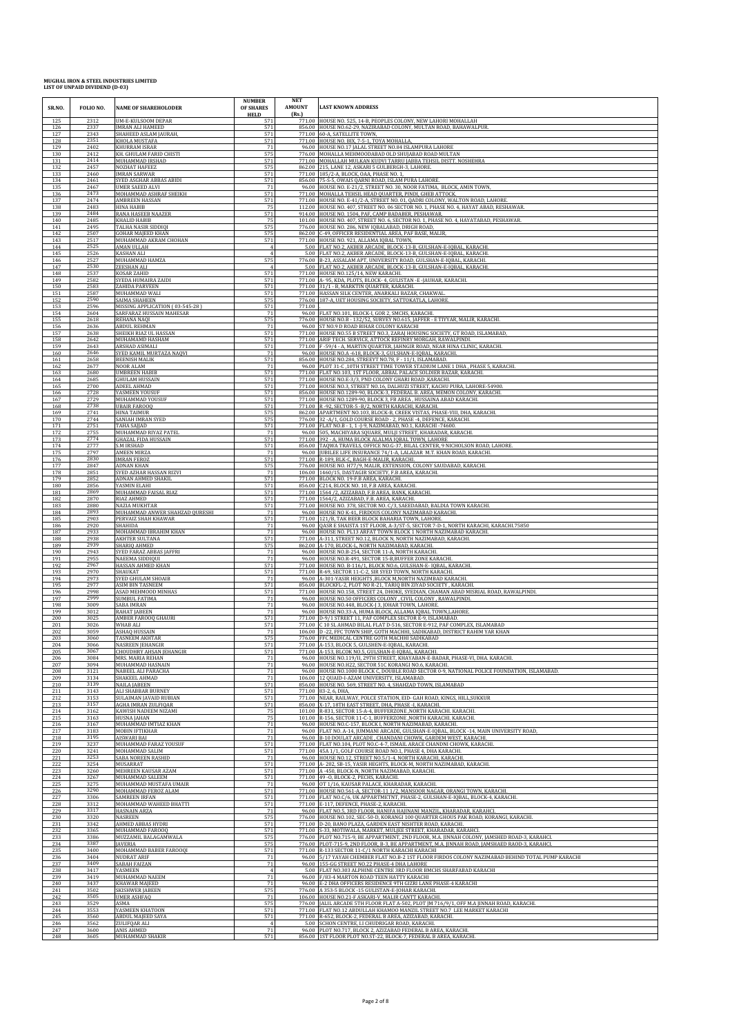**MUGHAL IRON & STEEL INDUSTRIES LIMITED**
**LIST OF UNPAID DIVIDEND (D-03)**

| SR.NO. | FOLIO NO. | NAME OF SHAREHOLODER | NUMBER OF SHARES HELD | NET AMOUNT (Rs.) | LAST KNOWN ADDRESS |
|---|---|---|---|---|---|
| 125 | 2312 | UM-E-KULSOOM DEPAR | 571 | 771.00 | HOUSE NO. 525, 14-B, PEOPLES COLONY, NEW LAHORI MOHALLAH |
| 126 | 2337 | IMRAN ALI HAMEED | 571 | 856.00 | HOUSE NO.62-29, NAZIRABAD COLONY, MULTAN ROAD, BAHAWALPUR. |
| 127 | 2343 | SHAHEED ASLAM JAURAH, | 571 | 771.00 | 60-A, SATELLITE TOWN, |
| 128 | 2351 | KHOLA MUSTAFA | 571 | 771.00 | HOUSE NO. BIX, 7-5-1, TOYA MOHALLA, |
| 129 | 2402 | KHURRAM ISRAR | 71 | 96.00 | HOUSE NO.17 JALAL STREET NO.84 ISLAMPURA LAHORE |
| 130 | 2412 | KH. GHULAM FARID CHISTI | 575 | 776.00 | MOHALLA MEHMOODABAD OLD SHUJABAD ROAD MULTAN |
| 131 | 2414 | MUHAMMAD IRSHAD | 571 | 771.00 | MOHALLAH MULKAN KUDVI TARRU JABBA TEHSIL DISTT. NOSHEHRA |
| 132 | 2457 | NOZHAT HAFEEZ | 575 | 862.00 | 215, LANE 12, ASKARI 5 GULBERGH-3, LAHORE. |
| 133 | 2460 | IMRAN SARWAR | 571 | 771.00 | 185/2-A, BLOCK, OAA, PHASE NO. 1, |
| 134 | 2461 | SYED ASGHAR ABBAS ABIDI | 571 | 856.00 | 75-S-5, OWAIS QARNI ROAD, ISLAM PURA LAHORE. |
| 135 | 2467 | UMER SAEED ALVI | 71 | 96.00 | HOUSE NO. E-21/2, STREET NO. 30, NOOR FATIMA, BLOCK, AMIN TOWN, |
| 136 | 2473 | MOHAMMAD ASHRAF SHEIKH | 571 | 771.00 | MOHALLA TEHSIL HEAD QUARTER, PINDI, GHEB ATTOCK. |
| 137 | 2474 | AMBREEN HASSAN | 571 | 771.00 | HOUSE NO. E-41/2-A, STREET NO. 01, QADRI COLONY, WALTON ROAD, LAHORE. |
| 138 | 2483 | HINA HABIB | 75 | 112.00 | HOUSE NO. 407, STREET NO. 06 SECTOR NO. 1, PHASE NO. 4, HAYAT ABAD, PESHAWAR. |
| 139 | 2484 | RANA HASEEB NAAZER | 571 | 914.00 | HOUSE NO. 1504, PAF, CAMP BADABER, PESHAWAR. |
| 140 | 2485 | KHALID HABIB | 75 | 101.00 | HOUSE NO. 407, STREET NO. 6, SECTOR NO. 1, PHASE NO. 4, HAYATABAD, PESHAWAR. |
| 141 | 2495 | TALHA NASIR SIDDIQI | 575 | 776.00 | HOUSE NO. 286, NEW IQBALABAD, DRIGH ROAD, |
| 142 | 2507 | GOHAR MAJEED KHAN | 575 | 862.00 | C-49, OFFICER RESIDENTIAL AREA, PAF BASE, MALIR, |
| 143 | 2517 | MUHAMMAD AKRAM CHOHAN | 571 | 771.00 | HOUSE NO. 921, ALLAMA IQBAL TOWN, |
| 144 | 2525 | AMAN ULLAH | 4 | 5.00 | FLAT NO.2, AKBER ARCADE, BLOCK-13-B, GULSHAN-E-IQBAL, KARACHI. |
| 145 | 2526 | KASHAN ALI | 4 | 5.00 | FLAT NO.2, AKBER ARCADE, BLOCK-13-B, GULSHAN-E-IQBAL, KARACHI. |
| 146 | 2527 | MUHAMMAD HAMZA | 575 | 776.00 | B-23, ASSALAM APT, UNIVERSITY ROAD, GULSHAN-E-IQBAL, KARACHI. |
| 147 | 2530 | ZEESHAN ALI | 4 | 5.00 | FLAT NO.2, AKBER ARCADE, BLOCK-13-B, GULSHAN-E-IQBAL, KARACHI. |
| 148 | 2537 | KOSAR ZAHID | 571 | 771.00 | HOUSE NO.125/14, NEW KARACHI. |
| 149 | 2582 | SYEDA HUMAIRA ZAIDI | 571 | 771.00 | A- 95, KDA, PLOTS, BLOCK -4, GULISTAN -E -JAUHAR, KARACHI. |
| 150 | 2583 | ZAHIDA PARVEEN | 571 | 771.00 | 31/1 - B, MARKTIN QUARTER, KARACHI. |
| 151 | 2587 | MUHAMMAD WALI | 571 | 771.00 | HASSAN SILK CENTER, ANARKALI BAZAR, CHAKWAL. |
| 152 | 2590 | SAIMA SHAHEEN | 575 | 776.00 | 187-A, UET HOUSING SOCIETY, SATTOKATLA, LAHORE. |
| 153 | 2596 | MISSING APPLICATION ( 03-545-28 ) | 571 | 771.00 | . |
| 154 | 2604 | SARFARAZ HUSSAIN MAHESAR | 71 | 96.00 | FLAT NO.101, BLOCK-I, GOR 2, SMCHS, KARACHI. |
| 155 | 2618 | REHANA NAQI | 575 | 776.00 | HOUSE NO.B - 132/52, SURVEY NO.615, JAFFER - E TIYYAR, MALIR, KARACHI. |
| 156 | 2636 | ABDUL REHMAN | 71 | 96.00 | ST NO.9 D ROAD BIHAR COLONY KARACHI |
| 157 | 2638 | SHEIKH RIAZ UL HASSAN | 571 | 771.00 | HOUSE NO.55 B STREET NO.3, ZARAJ HOUSING SOCIETY, GT ROAD, ISLAMABAD, |
| 158 | 2642 | MUHAMAMD HASHAM | 571 | 771.00 | ARIF TECH. SERVICE, ATTOCK REFINRY MORGAH, RAWALPINDI. |
| 159 | 2643 | ARSHAD ASIMALI | 571 | 771.00 | F -59/4 - A, MARTIN QUARTER, JAHNGIR ROAD, NEAR HINA CLINIC, KARACHI. |
| 160 | 2646 | SYED KAMIL MURTAZA NAQVI | 71 | 96.00 | HOUSE NO.A -618, BLOCK-3, GULSHAN-E-IQBAL, KARACHI. |
| 161 | 2658 | BEENISH MALIK | 571 | 856.00 | HOUSE NO.284, STREEYT NO.78, F - 11/1, ISLAMABAD. |
| 162 | 2677 | NOOR ALAM | 71 | 96.00 | PLOT 31-C ,10TH STREET TIME TOWER STADIUM LANE 1 DHA , PHASE 5, KARACHI. |
| 163 | 2680 | UMBREEN HABIB | 571 | 771.00 | FLAT NO.103, 1ST FLOOR, ABBAL PALACE SOLDIER BAZAR, KARACHI. |
| 164 | 2685 | GHULAM HUSSAIN | 571 | 771.00 | HOUSE NO.E-3/3, PND COLONY GHARI ROAD ,KARACHI. |
| 165 | 2700 | ADEEL AHMAD | 571 | 771.00 | HOUSE NO.3, STREET NO.16, DALHUZI STREET, KACHU PURA, LAHORE-54900. |
| 166 | 2728 | YASMEEN YOUSUF | 571 | 856.00 | HOUSE NO.1289-90, BLOCK-3, FEDERAL B. AREA, MEMON COLONY, KARACHI. |
| 167 | 2729 | MUHAMMAD YOUSUF | 571 | 771.00 | HOUSE NO.1289-90, BLOCK 3, FB AREA , HUSSAINA ABAD KARACHI. |
| 168 | 2738 | UBAIR FAROOQ | 571 | 771.00 | R -92, SECTOR-5 -B/2, NORTH KARACHI, KARACHI. |
| 169 | 2741 | HINA TAIMUR | 575 | 862.00 | APARTMENT NO.103, BLOCK-B, CREEK VISTAS, PHASE-VIII, DHA, KARACHI. |
| 170 | 2744 | SANIAH IMRAN SYED | 575 | 776.00 | 32 -A/1, GOLD COURSE ROAD - 2, PHASE -4, DEFENCE, KARACHI. |
| 171 | 2751 | TAHA SAJJAD | 571 | 771.00 | FLAT NO.B - 1, 1 -J-9, NAZIMABAD, NO.1, KARACHI -74600. |
| 172 | 2755 | MUHAMMAD RIYAZ PATEL | 71 | 96.00 | 505, MACHIYARA SQUARE, MULJI STREET, KHARADAR, KARACHI. |
| 173 | 2774 | GHAZAL FIDA HUSSAIN | 571 | 771.00 | 392 - A, HUMA BLOCK ALALMA IQBAL TOWN, LAHORE |
| 174 | 2777 | S.M IRSHAD | 571 | 856.00 | TAQWA TRAVELS, OFFICE NO.G-37, BILAL CENTER, 9 NICHOLSON ROAD, LAHORE. |
| 175 | 2797 | AMEEN MIRZA | 71 | 96.00 | JUBILEE LIFE INSURANCE 74/1-A, LALAZAR M.T. KHAN ROAD, KARACHI. |
| 176 | 2830 | IMRAN FEROZ | 571 | 771.00 | R-189, BLK-C, BAGH-E-MALIR, KARACHI. |
| 177 | 2847 | ADNAN KHAN | 575 | 776.00 | HOUSE NO. H77/9, MALIR, EXTENSION, COLONY SAUDABAD, KARACHI. |
| 178 | 2851 | SYED AZHAR HASSAN RIZVI | 71 | 106.00 | 1460/15, DASTAGIR SOCIETY, F.B AREA, KARACHI. |
| 179 | 2852 | ADNAN AHMED SHAKIL | 571 | 771.00 | BLOCK NO. 19-F.B AREA, KARACHI. |
| 180 | 2856 | YASMIN ELAHI | 571 | 856.00 | C214, BLOCK NO. 10, F.B AREA, KARACHI. |
| 181 | 2869 | MUHAMMAD FAISAL RIAZ | 571 | 771.00 | 1564 /2, AZIZABAD, F.B AREA, BANK, KARACHI. |
| 182 | 2870 | RIAZ AHMED | 571 | 771.00 | 1564/2, AZIZABAD, F.B. AREA, KARACHI. |
| 183 | 2880 | NAZIA MUKHTAR | 571 | 771.00 | HOUSE NO. 378, SECTOR NO. C/3, SAEEDABAD, BALDIA TOWN KARACHI. |
| 184 | 2893 | MUHAMMAD ANWER SHAHZAD QURESHI | 71 | 96.00 | HOUSE NO K-41, FIRDOUS COLONY NAZIMABAD KARACHI. |
| 185 | 2903 | PERVAIZ SHAH KHAWAR | 571 | 771.00 | 121/B, TAK BEER BLOCK BAHARIA TOWN, LAHORE. |
| 186 | 2920 | SHAHIDA | 71 | 96.00 | QASR E SHAISTA 1ST FLOOR, A-3/ST-5, SECTOR 7-D-1, NORTH KARACHI, KARACHI.75850 |
| 187 | 2933 | MOHAMMAD IBRAHIM KHAN | 71 | 96.00 | HOUSE NO. PL13 ARFAT TOWN BLOCK 1 NORTH NAZIMABAD KARACHI. |
| 188 | 2938 | AKHTER SULTANA | 571 | 771.00 | A-311, STREET NO.12, BLOCK N, NORTH NAZIMABAD, KARACHI. |
| 189 | 2939 | SHARIQ AHMED | 575 | 862.00 | A-170, BLOCK-L, NORTH NAZIMABAD, KARACHI. |
| 190 | 2943 | SYED FARAZ ABBAS JAFFRI | 71 | 96.00 | HOUSE NO.B-254, SECTOR 11-A, NORTH KARACHI. |
| 191 | 2955 | NAEEMA SIDDIQUI | 71 | 96.00 | HOUSE NO.R-491, SECTOR 15-B,BUFFER ZONE KARACHI. |
| 192 | 2967 | HASSAN AHMED KHAN | 571 | 771.00 | HOUSE NO. B-116/1, BLOCK NO.6, GULSHAN-E- IQBAL, KARACHI. |
| 193 | 2970 | SHAUKAT | 571 | 771.00 | R-69, SECTOR 11-C-2, SIR SYED TOWN, NORTH KARACHI. |
| 194 | 2973 | SYED GHULAM SHOAIB | 71 | 96.00 | A-301-YASIR HEIGHTS ,BLOCK M,NORTH NAZIMBAD KARACHI. |
| 195 | 2977 | ASIM BIN TASNEEM | 571 | 856.00 | BLOCKFL-2, PLOT NO R-21, TARIQ BIN ZIYAD SOCIETY , KARACHI. |
| 196 | 2998 | ASAD MEHMOOD MINHAS | 571 | 771.00 | HOUSE NO.158, STREET 24, DHOKE, SYEDIAN, CHAMAN ABAD MISRIAL ROAD, RAWALPINDI. |
| 197 | 2999 | SUMBUL FATIMA | 71 | 96.00 | HOUSE NO.50 OFFICERS COLONY , CIVIL COLONY , RAWALPINDI. |
| 198 | 3009 | SABA IMRAN | 71 | 96.00 | HOUSE NO.448, BLOCK-J 3, JOHAR TOWN, LAHORE. |
| 199 | 3012 | RAHAT JABEEN | 71 | 96.00 | HOUSE NO.33-A, HUMA BLOCK, ALLAMA IQBAL TOWN,LAHORE. |
| 200 | 3025 | AMBER FAROOQ GHAURI | 571 | 771.00 | D-9/1 STREET 11, PAF COMPLEX SECTOR E-9, ISLAMABAD. |
| 201 | 3026 | WHAB ALI | 571 | 771.00 | C 10 SL AHMAD BILAL FLAT D-516, SECTOR E-912, PAF COMPLEX, ISLAMABAD |
| 202 | 3059 | ASHAQ HUSSAIN | 71 | 106.00 | D -22, FFC TOWN SHIP, GOTH MACHHI, SADIKABAD, DISTRICT RAHIM YAR KHAN |
| 203 | 3060 | TASNEEM AKHTAR | 575 | 776.00 | FFC MEDICAL CENTRE GOTH MACHHI SADIKABAD |
| 204 | 3066 | NASREEN JEHANGIR | 571 | 771.00 | A-153, BLOCK 5, GULSHEN-E-IQBAL, KARACHI. |
| 205 | 3067 | CHOUDHRY AHSAN JEHANGIR | 571 | 771.00 | A-153, BLCOK NO.5, GULSHAN-E-IQBAL, KARACHI. |
| 206 | 3084 | MRS. MARIA REHAN | 71 | 96.00 | HOUSE NO.119/II, 29TH STREET, KHAYABAN-E-BADAR, PHASE-VI, DHA. KARACHI. |
| 207 | 3094 | MUHAMMAD HASNAIN | 71 | 96.00 | HOUSE NO.H22, SECTOR 51C KORANGI NO.6, KARACHI. |
| 208 | 3121 | NABEEL ALI PARACHA | 71 | 96.00 | HOUSE NO.1000 BLOCK C, DOUBLE ROAD SECTOR O-9, NATIONAL POLICE FOUNDATION, ISLAMABAD. |
| 209 | 3134 | SHAKEEL AHMAD | 71 | 106.00 | 12 QUAID-I-AZAM UNIVERSITY, ISLAMABAD. |
| 210 | 3139 | NAILA JABEEN | 571 | 856.00 | HOUSE NO. 569, STREET NO. 4, SHAHZAD TOWN, ISLAMABAD |
| 211 | 3143 | ALI SHABBAR BURNEY | 571 | 771.00 | 83-2, 6, DHA, |
| 212 | 3153 | SULAIMAN JAVAID RUBIAN | 571 | 771.00 | NEAR, RAILWAY, POLCE STATION, EID- GAH ROAD, KINGS, HILL,SUKKUR |
| 213 | 3157 | AGHA IMRAN ZULFIQAR | 571 | 856.00 | X-17, 18TH EAST STREET, DHA, PHASE -I, KARACHI. |
| 214 | 3162 | KAWISH NADEEM NIZAMI | 75 | 101.00 | R-831, SECTOR 15-A-4, BUFFERZONE ,NORTH KARACHI. KARACHI. |
| 215 | 3163 | HUSNA JAHAN | 75 | 101.00 | R-156, SECTOR 11-C-1, BUFFERZONE ,NORTH KARACHI. KARACHI. |
| 216 | 3167 | MUHAMMAD IMTIAZ KHAN | 71 | 96.00 | HOUSE NO.C-157, BLOCK I, NORTH NAZIMABAD, KARACHI. |
| 217 | 3183 | MOBIN IFTIKHAR | 71 | 96.00 | FLAT NO. A-14, JUMMANI ARCADE, GULSHAN-E-IQBAL, BLOCK -14, MAIN UNIVERSITY ROAD, |
| 218 | 3195 | AISWARI BAI | 71 | 96.00 | B-10 DOULAT ARCADE , CHANDANI CHOWK, GARDEM WEST, KARACHI. |
| 219 | 3237 | MUHAMMAD FARAZ YOUSUF | 571 | 771.00 | FLAT NO.104, PLOT NO.C-4-7, ISMAIL ARACE CHANDNI CHOWK, KARACHI. |
| 220 | 3241 | MOHAMMAD SALIM | 571 | 771.00 | 45A 1/1, GOLF COURSE ROAD NO.1, PHASE 4, DHA KARACHI. |
| 221 | 3253 | SABA NOREEN RASHID | 71 | 96.00 | HOUSE NO.12, STREET NO.5/1-4, NORTH KARACHI, KARACHI. |
| 222 | 3254 | MUSARRAT | 571 | 771.00 | A- 202, SB-15, YASIR HEIGHTS, BLOCK-M, NORTH NAZIMABAD, KARACHI. |
| 223 | 3260 | MEHREEN KAUSAR AZAM | 571 | 771.00 | A -450, BLOCK-N, NORTH NAZIMABAD, KARACHI. |
| 224 | 3267 | MUHAMMAD SALEEM | 571 | 771.00 | 49 -O, BLOCK-2, PECHS, KARACHI. |
| 225 | 3275 | MUHAMMAD MUSTAFA UMAIR | 71 | 96.00 | OT 1/16, KAUSAR PALACE, KHARADAR, KARACHI. |
| 226 | 3290 | MOHAMMAD FEROZ ALAM | 571 | 771.00 | HOUSE NO.561-A, SECTOR-11 1/2, MANSOOR NAGAR, ORANGI TOWN, KARACHI. |
| 227 | 3306 | SAMREEN IRFAN | 571 | 771.00 | FLAT NO.C/6, UK APPARTMETNT, PHASE-2, GULSHAN-E-IQBAL, BLOCK-4, KARACHI. |
| 228 | 3312 | MOHAMMAD WAHEED BHATTI | 571 | 771.00 | E-117, DEFENCE, PHASE-2, KARACHI. |
| 229 | 3317 | HASNAIN ARZA | 71 | 96.00 | FLAT NO.5, 3RD FLOOR, HANIFA HAJINANI MANZIL, KHARADAR, KARACHI. |
| 230 | 3320 | NASREEN | 575 | 776.00 | HOUSE NO.102, SEC-50-D, KORANGI 100 QUARTER GHOUS PAK ROAD, KORANGI, KARACHI. |
| 231 | 3342 | AHMED ABBAS HYDRI | 571 | 771.00 | D-20, BANO PLAZA, GARDEN EAST NISHTER ROAD, KARACHI. |
| 232 | 3365 | MUHAMMAD FAROOQ | 571 | 771.00 | S-33, MOTIWALA, MARKET, MULJEE STREET, KHARADAR, KARACHI. |
| 233 | 3386 | MUZZAMIL BALAGAMWALA | 575 | 776.00 | PLOT NO.715-9, BE APPARTMENT, 2ND FLOOR, M.A. JINNAH COLONY, JAMSHED ROAD-3, KARACHI. |
| 234 | 3387 | JAVERIA | 575 | 776.00 | PLOT-715-9, 2ND FLOOR, B-3, BE APPARTMENT, M.A. JINNAH ROAD, JAMSHAED RAOD-3, KARACHI. |
| 235 | 3400 | MOHAMMAD BABER FAROOQI | 571 | 771.00 | R-133 SECTOR 11-C/1 NORTH KARACHI KARACHI |
| 236 | 3404 | NUDRAT ARIF | 71 | 96.00 | 5/17 YAYAH CHEMBER FLAT NO.B-2 1ST FLOOR FIRDOS COLONY NAZIMABAD BEHIND TOTAL PUMP KARACHI |
| 237 | 3409 | SABAH FAIZAN | 71 | 96.00 | 155-GG STREET NO.22 PHASE-4 DHA LAHORE |
| 238 | 3417 | YASMEEN | 4 | 5.00 | FLAT NO.303 ALPHINE CENTRE 3RD FLOOR BMCHS SHARFABAD KARACHI |
| 239 | 3419 | MUHAMMAD NAEEM | 71 | 96.00 | F/83-4 MARTON ROAD TEEN HATTY KARACHI |
| 240 | 3437 | KHAWAR MAJEED | 71 | 96.00 | E-2 DHA OFFICERS RESIDENCE 9TH GIZRI LANE PHASE-4 KARACHI |
| 241 | 3502 | SKISHWER JABEEN | 575 | 776.00 | A 353-5 BLOCK -15 GULISTAN-E-JOHAR KARACHI. |
| 242 | 3505 | UMER ASHFAQ | 71 | 106.00 | HOUSE NO.21-F ASKARI-V, MALIR CANTT KARACHI. |
| 243 | 3529 | ASMA | 575 | 776.00 | JALIL ARCADE 5TH FLOOR FLAT A-502, PLOT JM 716/9/1, OFF M.A JINNAH ROAD, KARACHI. |
| 244 | 3553 | YASMEEN KHATOON | 571 | 771.00 | FLAT NO.12 ABDULLAH KHAMOO MANZIL STREET NO.7 LEE MARKET KARACHI |
| 245 | 3560 | ABDUL MAJEED SAYA | 571 | 771.00 | R-652, BLOCK-2, FEDERAL B AREA, AZIZABAD, KARACHI. |
| 246 | 3562 | ZULIFQAR ALI | 4 | 5.00 | SCHON CENTRE, I.I CHUDRIGAR ROAD, KARACHI. |
| 247 | 3600 | ANIS AHMED | 71 | 96.00 | PLOT NO.717, BLOCK 2, AZIZABAD FEDERAL B AREA, KARACHI. |
| 248 | 3605 | MUHAMMAD SHAKIR | 571 | 856.00 | 1ST FLOOR PLOT NO.ST-22, BLOCK-7, FEDERAL B AREA, KARACHI. |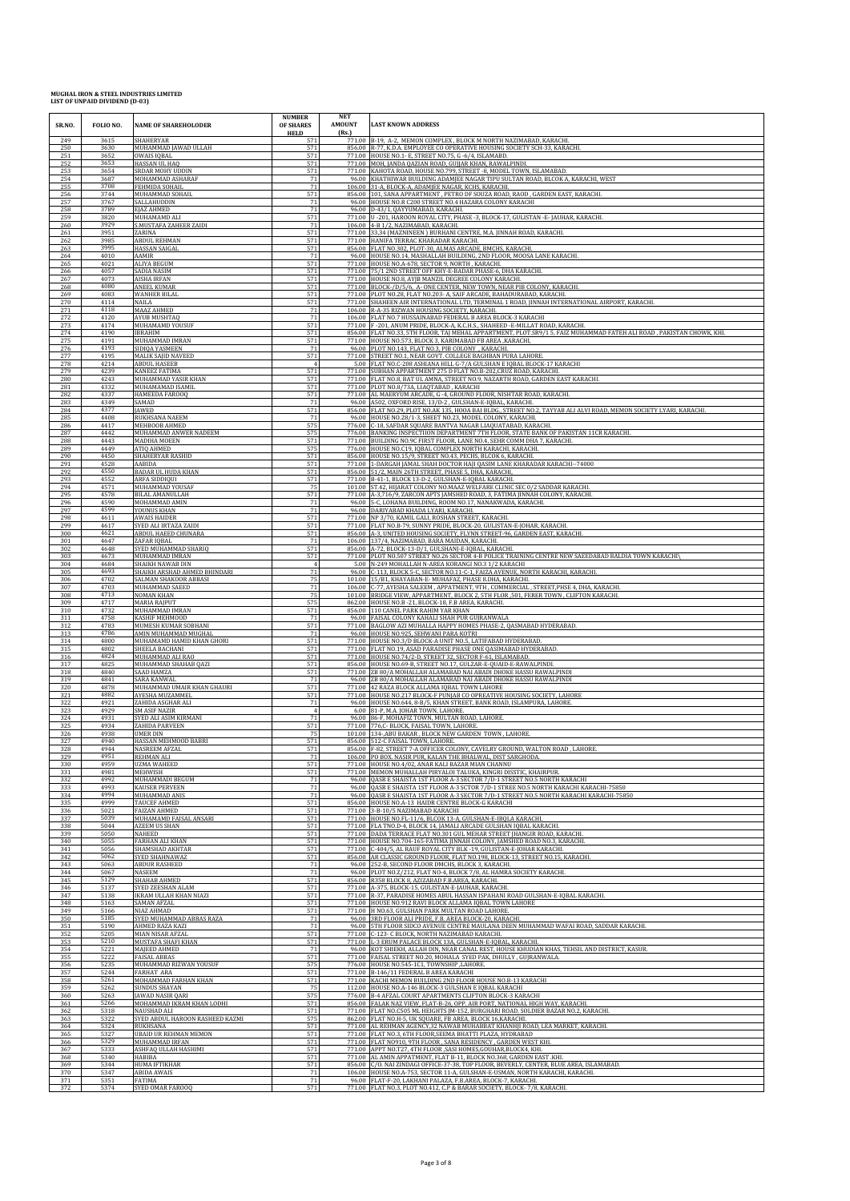# MUGHAL IRON & STEEL INDUSTRIES LIMITED
## LIST OF UNPAID DIVIDEND (D-03)

| SR.NO. | FOLIO NO. | NAME OF SHAREHOLODER | NUMBER OF SHARES HELD | NET AMOUNT (Rs.) | LAST KNOWN ADDRESS |
|---|---|---|---|---|---|
| 249 | 3615 | SHAHERYAR | 571 | 771.00 | B-19, A-2, MEMON COMPLEX , BLOCK M NORTH NAZIMABAD, KARACHI. |
| 250 | 3630 | MUHAMMAD JAWAD ULLAH | 571 | 856.00 | R-77, K.D.A. EMPLOYEE CO OPERATIVE HOUSING SOCIETY SCH-33, KARACHI. |
| 251 | 3652 | OWAIS IQBAL | 571 | 771.00 | HOUSE NO.1- E, STREET NO.75, G -6/4, ISLAMABD. |
| 252 | 3653 | HASSAN UL HAQ | 571 | 771.00 | MOH, JANDA QAZIAN ROAD, GUJJAR KHAN, RAWALPINDI. |
| 253 | 3654 | SRDAR MOHY UDDIN | 571 | 771.00 | KAHOTA ROAD, HOUSE NO.799, STREET -8, MODEL TOWN, ISLAMABAD. |
| 254 | 3687 | MOHAMMAD ASHARAF | 71 | 96.00 | KHATHIWAR BUILDING ADAMJEE NAGAR TIPU SULTAN ROAD, BLCOK A, KARACHI, WEST |
| 255 | 3708 | FEHMIDA SOHAIL | 71 | 106.00 | 31-A, BLOCK-A, ADAMJEE NAGAR, KCHS, KARACHI. |
| 256 | 3744 | MUHAMMAD SOHAIL | 571 | 856.00 | 101, SANA APPARTMENT , PETRO DF SOUZA ROAD, RAOD , GARDEN EAST, KARACHI. |
| 257 | 3767 | SALLAHUDDIN | 71 | 96.00 | HOUSE NO.R C200 STREET NO.4 HAZARA COLONY KARACHI |
| 258 | 3789 | EJAZ AHMED | 71 | 96.00 | D-43/1, QAYYUMABAD, KARACHI. |
| 259 | 3820 | MUHAMAMD ALI | 571 | 771.00 | U -201, HAROON ROYAL CITY, PHASE -3, BLOCK-17, GULISTAN -E- JAUHAR, KARACHI. |
| 260 | 3929 | S.MUSTAFA ZAHEER ZAIDI | 71 | 106.00 | 4-B 1/2, NAZIMABAD, KARACHI. |
| 261 | 3951 | ZARINA | 571 | 771.00 | 33,34 (MAZNINEEN ) BURHANI CENTRE, M.A. JINNAH ROAD, KARACHI. |
| 262 | 3985 | ABDUL REHMAN | 571 | 771.00 | HANIFA TERRAC KHARADAR KARACHI. |
| 263 | 3995 | HASSAN SAIGAL | 571 | 856.00 | FLAT NO.302, PLOT-30, ALMAS ARCADE, BMCHS, KARACHI. |
| 264 | 4010 | AAMIR | 71 | 96.00 | HOUSE NO.14, MASHALLAH BUILDING, 2ND FLOOR, MOOSA LANE KARACHI. |
| 265 | 4021 | ALIYA BEGUM | 571 | 771.00 | HOUSE NO.A-678, SECTOR 9, NORTH , KARACHI. |
| 266 | 4057 | SADIA NASIM | 571 | 771.00 | 75/1 2ND STREET OFF KHY-E-BADAR PHASE-6, DHA KARACHI. |
| 267 | 4073 | AISHA IRFAN | 571 | 771.00 | HOUSE NO.8, AYJB MANZIL DEGREE COLONY KARACHI. |
| 268 | 4080 | ANEEL KUMAR | 571 | 771.00 | BLOCK-/D/5/6, A- ONE CENTER, NEW TOWN, NEAR PIB COLONY, KARACHI. |
| 269 | 4083 | WANHER BILAL | 571 | 771.00 | PLOT NO.28, FLAT NO.203- A, SAIF ARCADE, BAHADURABAD, KARACHI. |
| 270 | 4114 | NAILA | 571 | 771.00 | SHAHEEN AIR INTERNATIONAL LTD, TERMINAL 1 ROAD, JINNAH INTERNATIONAL AIRPORT, KARACHI. |
| 271 | 4118 | MAAZ AHMED | 71 | 106.00 | R-A-35 RIZWAN HOUSING SOCIETY, KARACHI. |
| 272 | 4120 | AYUB MUSHTAQ | 71 | 106.00 | FLAT NO.7 HUSSAINABAD FEDERAL B AREA BLOCK-3 KARACHI |
| 273 | 4174 | MUHAMAMD YOUSUF | 571 | 771.00 | F -201, ANUM PRIDE, BLOCK-A, K.C.H.S., SHAHEED -E-MILLAT ROAD, KARACHI. |
| 274 | 4190 | IBRAHIM | 571 | 856.00 | FLAT NO.33, 5TH FLOOR, TAJ MEHAL APPARTMENT, PLOT.SR9/1 5, FAIZ MUHAMMAD FATEH ALI ROAD , PAKISTAN CHOWK, KHI. |
| 275 | 4191 | MUHAMMAD IMRAN | 571 | 771.00 | HOUSE NO.573, BLOCK 3, KARIMABAD FB AREA ,KARACHI, |
| 276 | 4193 | SIDIQA YASMEEN | 71 | 96.00 | PLOT NO.143, FLAT NO.3, PIB COLONY , KARACHI. |
| 277 | 4195 | MALIK SAJID NAVEED | 571 | 771.00 | STREET NO.1, NEAR GOVT. COLLEGE BAGHBAN PURA LAHORE. |
| 278 | 4214 | ABDUL HASEEB | 4 | 5.00 | FLAT NO.C-208 ASHIANA HILL G-7/A GULSHAN E IQBAL BLOCK-17 KARACHI |
| 279 | 4239 | KANEEZ FATIMA | 571 | 771.00 | SUBHAN APPARTMENT 275 D FLAT NO.B-202,CRUZ ROAD, KARACHI. |
| 280 | 4243 | MUHAMMAD YASIR KHAN | 571 | 771.00 | FLAT NO.8, BAT UL AMNA, STREET NO.9, NAZARTH ROAD, GARDEN EAST KARACHI. |
| 281 | 4332 | MUHAMAMAD ISAMIL | 571 | 771.00 | PLOT NO.8/73A, LIAQTABAD , KARACHI |
| 282 | 4337 | HAMEEDA FAROOQ | 571 | 771.00 | AL MAERYUM ARCADE, G -4, GROUND FLOOR, NISHTAR ROAD, KARACHI. |
| 283 | 4349 | SAMAD | 71 | 96.00 | A502, OXFORD RISE, 13/D-2 , GULSHAN-E-IQBAL, KARACHI. |
| 284 | 4377 | JAWED | 571 | 856.00 | FLAT NO.29, PLOT NO.AK 135, HOOA BAI BLDG., STREET NO.2, TAYYAB ALI ALVI ROAD, MEMON SOCIETY LYARI, KARACHI. |
| 285 | 4408 | RUKHSANA NAEEM | 71 | 96.00 | HOUSE NO.28/1-3, SHEET NO.23, MODEL COLONY, KARACHI. |
| 286 | 4417 | MEHBOOB AHMED | 575 | 776.00 | C-18, SAFDAR SQUARE BANTVA NAGAR LIAQUATABAD, KARACHI. |
| 287 | 4442 | MUHAMMAD ANWER NADEEM | 575 | 776.00 | BANKING INSPECTIION DEPARTMENT 7TH FLOOR, STATE BANK OF PAKISTAN 11CR KARACHI. |
| 288 | 4443 | MADIHA MOEEN | 571 | 771.00 | BUILDING NO.9C FIRST FLOOR, LANE NO.4, SEHR COMM DHA 7, KARACHI. |
| 289 | 4449 | ATIQ AHMED | 575 | 776.00 | HOUSE NO.C19, IQBAL COMPLEX NORTH KARACHI, KARACHI. |
| 290 | 4450 | SHAHERYAR RASHID | 571 | 856.00 | HOUSE NO.15/9, STREET NO.43, PECHS, BLCOK 6, KARACHI. |
| 291 | 4528 | AABIDA | 571 | 771.00 | 1-DARGAH JAMAL SHAH DOCTOR HAJI QASIM LANE KHARADAR KARACHI--74000 |
| 292 | 4550 | BADAR UL HUDA KHAN | 571 | 856.00 | 51/2, MAIN 26TH STREET, PHASE 5, DHA, KARACHI. |
| 293 | 4552 | ARFA SIDDIQUI | 571 | 771.00 | B-41-1, BLOCK 13-D-2, GULSHAN-E-IQBAL KARACHI. |
| 294 | 4571 | MUHAMMAD YOUSAF | 75 | 101.00 | ST.42, HIJARAT COLONY NO.MAAZ WELFARE CLINIC SEC 0/2 SADDAR KARACHI. |
| 295 | 4578 | BILAL AMANULLAH | 571 | 771.00 | A-3,716/9, ZARCON APTS JAMSHED ROAD, 3, FATIMA JINNAH COLONY, KARACHI. |
| 296 | 4590 | MOHAMMAD AMIN | 71 | 96.00 | 5-C, LOHANA BUILDING, ROOM NO.17, NANAKWADA, KARACHI. |
| 297 | 4599 | YOUNUS KHAN | 71 | 96.00 | DARIYABAD KHADA LYARI, KARACHI. |
| 298 | 4611 | AWAIS HAIDER | 571 | 771.00 | NP 3/70, KAMIL GALI, ROSHAN STREET, KARACHI. |
| 299 | 4617 | SYED ALI IRTAZA ZAIDI | 571 | 771.00 | FLAT NO.B-79, SUNNY PRIDE, BLOCK-20, GULISTAN-E-JOHAR, KARACHI. |
| 300 | 4621 | ABDUL HAEED CHUNARA | 571 | 856.00 | A-3, UNITED HOUSING SOCIETY, FLYNN STREET-96, GARDEN EAST, KARACHI. |
| 301 | 4647 | ZAFAR IQBAL | 71 | 106.00 | 137/4, NAZIMABAD, BARA MAIDAN, KARACHI. |
| 302 | 4648 | SYED MUHAMMAD SHARIQ | 571 | 856.00 | A-72, BLOCK-13-D/1, GULSHANJ-E-IQBAL, KARACHI. |
| 303 | 4673 | MUHAMMAD IMRAN | 571 | 771.00 | PLOT NO.507 STREET NO.26 SECTOR 4-B POLICE TRAINING CENTRE NEW SAEEDABAD BALDIA TOWN KARACHI\ |
| 304 | 4684 | SHAIKH NAWAB DIN | 4 | 5.00 | N-249 MOHALLAH N-AREA KORANGI NO.3 1/2 KARACHI |
| 305 | 4693 | SHAIKH ARSHAD AHMED BHINDARI | 71 | 96.00 | C-113, BLOCK 5-C, SECTOR NO.11-C-1, FAIZA AVENUE, NORTH KARACHI, KARACHI. |
| 306 | 4702 | SALMAN SHAKOOR ABBASI | 75 | 101.00 | 15/B1, KHAYABAN-E- MUHAFAZ, PHASE 8.DHA, KARACHI. |
| 307 | 4703 | MUHAMMAD SAEED | 71 | 106.00 | C-77, AYESHA SALEEM , APPATMENT, 9TH , COMMERCIAL , STREET,PHSE 4, DHA, KARACHI. |
| 308 | 4713 | NOMAN KHAN | 75 | 101.00 | BRIDGE VIEW, APPARTMENT, BLOCK 2, 5TH FLOR ,501, FERER TOWN , CLIFTON KARACHI. |
| 309 | 4717 | MARIA RAJPUT | 575 | 862.00 | HOUSE NO.B -21, BLOCK-18, F.B AREA, KARACHI. |
| 310 | 4732 | MUHAMMAD IMRAN | 571 | 856.00 | 110 CANEL PARK RAHIM YAR KHAN |
| 311 | 4758 | KASHIF MEHMOOD | 71 | 96.00 | FAISAL COLONY KAHALI SHAH PUR GUJRANWALA |
| 312 | 4783 | MUMESH KUMAR SOBHANI | 571 | 771.00 | BAGLOW AZI MUHALLA HAPPY HOMES PHASE-2, QASMABAD HYDERABAD. |
| 313 | 4786 | AMIN MUHAMMAD MUGHAL | 71 | 96.00 | HOUSE NO.925, SEHWANI PARA KOTRI |
| 314 | 4800 | MUHAMAMD HAMID KHAN GHORI | 571 | 771.00 | HOUSE NO.3/D BLOCK-A UNIT NO.5, LATIFABAD HYDERABAD. |
| 315 | 4802 | SHEELA BACHANI | 571 | 771.00 | FLAT NO.19, ASAD PARADISE PHASE ONE QASIMABAD HYDERABAD. |
| 316 | 4824 | MUHAMMAD ALI RAO | 571 | 771.00 | HOUSE NO.74/2-D, STREET 32, SECTOR F-61, ISLAMABAD. |
| 317 | 4825 | MUHAMMAD SHAHAB QAZI | 571 | 856.00 | HOUSE NO.69-B, STREET NO.17, GULZAR-E-QUAID-E-RAWALPINDI. |
| 318 | 4840 | SAAD HAMZA | 571 | 771.00 | ZB 80/A MOHALLAH ALAMABAD NAI ABADI DHOKE HASSU RAWALPINDI |
| 319 | 4841 | SARA KANWAL | 71 | 96.00 | ZB 80/A MOHALLAH ALAMABAD NAI ABADI DHOKE HASSU RAWALPINDI |
| 320 | 4878 | MUHAMMAD UMAIR KHAN GHAURI | 571 | 771.00 | 42 RAZA BLOCK ALLAMA IQBAL TOWN LAHORE |
| 321 | 4882 | AYESHA MUZAMMEL | 571 | 771.00 | HOUSE NO.217 BLOCK-F PUNJAB CO OPREATIVE HOUSING SOCIETY, LAHORE |
| 322 | 4921 | ZAHIDA ASGHAR ALI | 71 | 96.00 | HOUSE NO.644, 8-B/5, KHAN STREET, BANK ROAD, ISLAMPURA, LAHORE. |
| 323 | 4929 | SM ASIF NAZIR | 4 | 6.00 | 81-P, M.A. JOHAR TOWN, LAHORE. |
| 324 | 4931 | SYED ALI ASIM KIRMANI | 71 | 96.00 | 86-F, MOHAFIZ TOWN, MULTAN ROAD, LAHORE. |
| 325 | 4934 | ZAHIDA PARVEEN | 571 | 771.00 | 776,C- BLOCK, FAISAL TOWN, LAHORE. |
| 326 | 4938 | UMER DIN | 75 | 101.00 | 134-,ABU BAKAR , BLOCK NEW GARDEN TOWN , LAHORE. |
| 327 | 4940 | HASSAN MEHMOOD BABRI | 571 | 856.00 | 512-C FAISAL TOWN, LAHORE. |
| 328 | 4944 | NASREEM AFZAL | 571 | 856.00 | F-82, STREET 7-A OFFICER COLONY, CAVELRY GROUND, WALTON ROAD , LAHORE. |
| 329 | 4951 | REHMAN ALI | 71 | 106.00 | PO BOX. NASIR PUR, KALAN THE BHALWAL, DIST SARGHODA. |
| 330 | 4959 | UZMA WAHEED | 571 | 771.00 | HOUSE NO.4/02, ANAR KALI BAZAR MIAN CHANNU |
| 331 | 4981 | MEHWISH | 571 | 771.00 | MEMON MUHALLAH PIRYALOI TALUKA, KINGRI DISSTIC, KHAIRPUR. |
| 332 | 4992 | MUHAMMADI BEGUM | 71 | 96.00 | QASR E SHAISTA 1ST FLOOR A-3 SECTOR 7/D-1 STREET NO.5 NORTH KARACHI |
| 333 | 4993 | KAUSER PERVEEN | 71 | 96.00 | QASR E SHAISTA 1ST FLOOR A-3 SCTOR 7/D-1 STREE NO.5 NORTH KARACHI KARACHI-75850 |
| 334 | 4994 | MUHAMMAD ANIS | 71 | 96.00 | QASR E SHAISTA 1ST FLOOR A-3 SECTOR 7/D-1 STREET NO.5 NORTH KARACHI KARACHI-75850 |
| 335 | 4999 | TAUCEF AHMED | 571 | 856.00 | HOUSE NO.A-13 HAIDR CENTRE BLOCK-G KARACHI |
| 336 | 5021 | FAIZAN AHMED | 571 | 771.00 | 3-B-10/5 NAZIMABAD KARACHI |
| 337 | 5039 | MUHAMAMD FAISAL ANSARI | 571 | 771.00 | HOUSE NO.FL-11/6, BLCOK 13-A, GULSHAN-E-IBQLA KARACHI. |
| 338 | 5044 | AZEEM US SHAN | 571 | 771.00 | FLA TNO.D-4, BLOCK 14, JAMALI ARCADE GULSHAN IQBAL KARACHI. |
| 339 | 5050 | NAHEED | 571 | 771.00 | DADA TERRACE FLAT NO.301 GUL MEHAR STREET JHANGIR ROAD, KARACHI. |
| 340 | 5055 | FARHAN ALI KHAN | 571 | 771.00 | HOUSE NO.704-165-FATIMA JINNAH COLONY, JAMSHED ROAD NO.3, KARACHI. |
| 341 | 5056 | SHAMSHAD AKHTAR | 571 | 771.00 | C-404/5, AL RAUF ROYAL CITY BLK -19, GULISTAN-E-JOHAR KARACHI. |
| 342 | 5062 | SYED SHAHNAWAZ | 571 | 856.00 | AR CLASSIC GROUND FLOOR, FLAT NO.198, BLOCK-13, STREET NO.15, KARACHI. |
| 343 | 5063 | ABDUR RASHEED | 71 | 96.00 | 252-B, SECOND FLOOR DMCHS, BLOCK 3, KARACHI. |
| 344 | 5067 | NASEEM | 71 | 96.00 | PLOT NO.2/212, FLAT NO-4, BLOCK 7/8, AL HAMRA SOCIETY KARACHI. |
| 345 | 5129 | SHAHAB AHMED | 571 | 856.00 | R358 BLOCK 8, AZIZABAD F.B.AREA, KARACHI. |
| 346 | 5137 | SYED ZEESHAN ALAM | 571 | 771.00 | A-375, BLOCK-15, GULISTAN-E-JAUHAR, KARACHI. |
| 347 | 5138 | IKRAM ULLAH KHAN NIAZI | 571 | 771.00 | R-37, PARADISE HOMES ABUL HASSAN ISPAHANI ROAD GULSHAN-E-IQBAL KARACHI. |
| 348 | 5163 | SAMAN AFZAL | 571 | 771.00 | HOUSE NO.912 RAVI BLOCK ALLAMA IQBAL TOWN LAHORE |
| 349 | 5166 | NIAZ AHMAD | 571 | 771.00 | H NO.63, GULSHAN PARK MULTAN ROAD LAHORE. |
| 350 | 5185 | SYED MUHAMMAD ABBAS RAZA | 71 | 96.00 | 3RD FLOOR ALI PRIDE, F.B. AREA BLOCK-20, KARACHI. |
| 351 | 5190 | AHMED RAZA KAZI | 71 | 96.00 | 5TH FLOOR SIDCO AVENUE CENTRE MAULANA DEEN MUHAMMAD WAFAI ROAD, SADDAR KARACHI. |
| 352 | 5205 | MIAN NISAR AFZAL | 571 | 771.00 | C-123- C BLOCK, NORTH NAZIMABAD KARACHI. |
| 353 | 5210 | MUSTAFA SHAFI KHAN | 571 | 771.00 | L-3 ERUM PALACE BLOCK 13A, GULSHAN-E-IQBAL, KARACHI. |
| 354 | 5221 | MAJEED AHMED | 71 | 96.00 | KOT SHIEKH, ALLAH DIN, NEAR CANAL REST, HOUSE KHUDIAN KHAS, TEHSIL AND DISTRICT, KASUR. |
| 355 | 5222 | FAISAL ABBAS | 571 | 771.00 | FAISAL STREET NO.20, MOHALA SYED PAK, DHULLY , GUJRANWALA. |
| 356 | 5235 | MUHAMMAD RIZWAN YOUSUF | 575 | 776.00 | HOUSE NO.545-1C1, TOWNSHIP ,LAHORE. |
| 357 | 5244 | FARHAT ARA | 571 | 771.00 | B-146/11 FEDERAL B AREA KARACHI |
| 358 | 5261 | MOHAMMAD FARHAN KHAN | 571 | 771.00 | KACHI MEMON BUILDING 2ND FLOOR HOUSE NO.B-13 KARACHI |
| 359 | 5262 | SUNDUS SHAYAN | 75 | 112.00 | HOUSE NO.A-146 BLOCK-3 GULSHAN E IQBAL KARACHI |
| 360 | 5263 | JAWAD NASIR QARI | 575 | 776.00 | B-4 AFZAL COURT APARTMENTS CLIFTON BLOCK-3 KARACHI |
| 361 | 5266 | MOHAMMAD IKRAM KHAN LODHI | 571 | 856.00 | FALAK NAZ VIEW, FLAT-B-26, OPP. AIR PORT, NATIONAL HIGH WAY, KARACHI. |
| 362 | 5318 | NAUSHAD ALI | 571 | 771.00 | FLAT NO.C505 ML HEIGHTS JM-152, BURGHARI ROAD, SOLDIER BAZAR NO.2, KARACHI. |
| 363 | 5322 | SYED ABDUL HAROON RASHEED KAZMI | 575 | 862.00 | FLAT NO.H-5, UK SQUARE, FB AREA, BLOCK 16,KARACHI. |
| 364 | 5324 | RUKHSANA | 571 | 771.00 | AL REHMAN AGENCY,32 NAWAB MUHABBAT KHANHJI ROAD, LEA MARKET, KARACHI. |
| 365 | 5327 | UBAID UR REHMAN MEMON | 571 | 771.00 | FLAT NO.3, 6TH FLOOR,SEEMA BHATTI PLAZA, HYDRABAD |
| 366 | 5329 | MUHAMMAD IRFAN | 571 | 771.00 | FLAT NO910, 9TH FLOOR , SANA RESIDENCY , GARDEN WEST KHI. |
| 367 | 5333 | ASHFAQ ULLAH HASHIMI | 571 | 771.00 | APPT NO.T27, 4TH FLOOR ,SASI HOMES,GOUHAR,BLOCK4, KHI. |
| 368 | 5340 | HABIBA | 571 | 771.00 | AL AMIN APPATMENT, FLAT B-11, BLOCK NO.368, GARDEN EAST .KHI. |
| 369 | 5344 | HUMA IFTIKHAR | 571 | 856.00 | C/O. NAI ZINDAGI OFFICE-37-38, TOP FLOOR, BEVERLY, CENTER, BLUE AREA, ISLAMABAD. |
| 370 | 5347 | ABIDA AWAIS | 71 | 106.00 | HOUSE NO.A-753, SECTOR 11-A, GULSHAN-E-USMAN, NORTH KARACHI, KARACHI. |
| 371 | 5351 | FATIMA | 71 | 96.00 | FLAT-F-20, LAKHANI PALAZA, F.B.AREA, BLOCK-7, KARACHI. |
| 372 | 5374 | SYED OMAR FAROOQ | 571 | 771.00 | FLAT NO.3, PLOT NO.412, C.P & BARAR SOCIETY, BLOCK- 7/8, KARACHI. |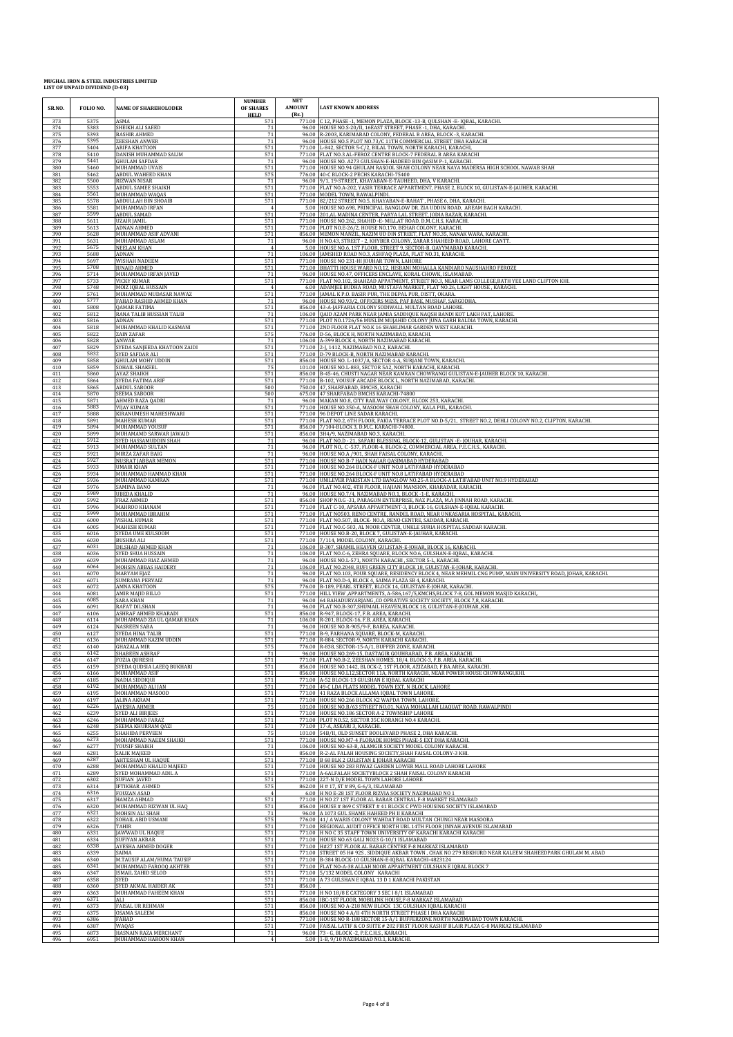# MUGHAL IRON & STEEL INDUSTRIES LIMITED
## LIST OF UNPAID DIVIDEND (D-03)

| SR.NO. | FOLIO NO. | NAME OF SHAREHOLODER | NUMBER OF SHARES HELD | NET AMOUNT (Rs.) | LAST KNOWN ADDRESS |
|---|---|---|---|---|---|
| 373 | 5375 | ASMA | 571 | 771.00 | C 12, PHASE -1, MEMON PLAZA, BLOCK -13-B, QULSHAN -E- IQBAL, KARACHI. |
| 374 | 5383 | SHEIKH ALI SAEED | 71 | 96.00 | HOUSE NO.S-20/II, 16EAST STREET, PHASE -1, DHA, KARACHI. |
| 375 | 5393 | BASHIR AHMED | 71 | 96.00 | R-2003, KARIMABAD COLONY, FEDERAL B AREA, BLOCK -3, KARACHI. |
| 376 | 5395 | ZEESHAN ANWER | 71 | 96.00 | HOUSE NO.5 PLOT NO.73/C 11TH COMMERCIAL STREET DHA KARACHI |
| 377 | 5404 | ARIFA KHATOON | 571 | 771.00 | L-842, SECTOR 5-C/2, BILAL TOWN, NORTH KARACHI, KARACHI, |
| 378 | 5410 | DANISH MUHAMMAD SALIM | 571 | 771.00 | FLAT NO.3 AL-FEROZ CENTRE BLOCK-7 FEDERAL B AREA KARACHI |
| 379 | 5441 | GHULAM SAFDAR | 71 | 96.00 | HOUSE NO. A273 GULSHAN-E-HADEED BIN QASIM P-1, KARACHI. |
| 380 | 5460 | MUHAMMAD UVAIS | 571 | 771.00 | HOUSE NO.94 GHULAM RASOOL SHAH COLONY NEAR NAYA MADERSA HIGH SCHOOL NAWAB SHAH |
| 381 | 5462 | ABDUL WAHEED KHAN | 575 | 776.00 | 40-C BLOCK-2 PECHS KARACHI-75400 |
| 382 | 5500 | RIZWAN NISAR | 71 | 96.00 | 9/1, 19-STREET, KHAYABAN-E-TAUHEED, DHA, V KARACHI. |
| 383 | 5553 | ABDUL SAMEE SHAIKH | 571 | 771.00 | FLAT NO.A-202, YASIR TERRACE APPARTMENT, PHASE 2, BLOCK 10, GULISTAN-E-JAUHER, KARACHI. |
| 384 | 5561 | MUHAMMAD WAQAS | 571 | 771.00 | MODEL TOWN, RAWALPINDI. |
| 385 | 5578 | ABDULLAH BIN SHOAIB | 571 | 771.00 | 82/212 STREET NO.5, KHAYABAN-E-RAHAT, PHASE 6, DHA, KARACHI. |
| 386 | 5581 | MUHAMMAD IRFAN | 4 | 5.00 | HOUSE NO.698, PRINCIPAL BANGLOW DR. ZIA UDDIN ROAD, AREAM BAGH KARACHI. |
| 387 | 5599 | ABDUL SAMAD | 571 | 771.00 | 201,AL MADINA CENTER, PARYA LAL STREET, JODIA BAZAR, KARACHI. |
| 388 | 5611 | UZAIR JAMIL | 571 | 771.00 | HOUSE NO.262, SHAHID -E- MILLAT ROAD, D.M.C.H.S, KARACHI. |
| 389 | 5613 | ADNAN AHMED | 571 | 771.00 | PLOT NO.E-26/2, HOUSE NO.170, BEHAR COLONY, KARACHI. |
| 390 | 5628 | MUHAMMAD ASIF ADVANI | 571 | 856.00 | MEMON MANZIL, NAZIM UD DIN STREET, FLAT NO.35, NANAK WARA, KARACHI. |
| 391 | 5631 | MUHAMMAD ASLAM | 71 | 96.00 | H NO.43, STREET - 2, KHYBER COLONY, ZARAR SHAHEED ROAD, LAHORE CANTT. |
| 392 | 5675 | NEELAM KHAN | 4 | 5.00 | HOUSE NO.6, 1ST FLOOR, STREET 9, SECTOR-B, QAYYMABAD KARACHI. |
| 393 | 5688 | ADNAN | 71 | 106.00 | JAMSHED ROAD NO.3, ASHFAQ PLAZA, FLAT NO.31, KARACHI. |
| 394 | 5697 | WISHAH NADEEM | 571 | 771.00 | HOUSE NO 231-HI JOUHAR TOWN, LAHORE |
| 395 | 5708 | JUNAID AHMED | 571 | 771.00 | BHATTI HOUSE WARD NO,12, HISBANI MOHALLA KANDIARO NAUSHAHRO FEROZE |
| 396 | 5714 | MUHAMMAD IRFAN JAVED | 71 | 96.00 | HOUSE NO.47, OFFICERS ENCLAVE, KORAL CHOWK, ISLAMABAD. |
| 397 | 5733 | VICKY KUMAR | 571 | 771.00 | FLAT NO.102, SHAHZAD APPATMENT, STREET NO.3, NEAR LAMS COLLEGE,BATH YEE LAND CLIFTON KHI. |
| 398 | 5748 | MOIZ IQBAL HUSSAIN | 4 | 6.00 | ADAMJEE BUDHA ROAD, MUSTAFA MARKET, FLAT NO.26, LIGHT HOUSE , KARACHI. |
| 399 | 5761 | MUHAMMAD MUDASAR NAWAZ | 571 | 771.00 | JAMAL K P.O. BASIR PUR, THE DEPAL PUR, DISTT, OKARA. |
| 400 | 5777 | FAHAD RASHID AHMED KHAN | 71 | 96.00 | HOUSE NO.93/2, OFFICERS MESS, PAF BASE, MUSHAF, SARGODHA. |
| 401 | 5808 | QAMAR FATIMA | 571 | 856.00 | 43-A-JAFFARIA COLONY SODIWALL MULTAN ROAD LAHORE. |
| 402 | 5812 | RANA TALIB HUSSIAN TALIB | 71 | 106.00 | QAID AZAM PARK NEAR JAMIA SADDIQUE NAQSH BANDI KOT LAKH PAT, LAHORE. |
| 403 | 5816 | ADNAN | 571 | 771.00 | PLOT NO.1726/56 MUSLIM MUJAHID COLONY JUNA GARH BALDIA TOWN, KARACHI. |
| 404 | 5818 | MUHAMMAD KHALID KASMANI | 571 | 771.00 | 2ND FLOOR FLAT NO.K 16 SHAHLIMAR GARDEN WEST KARACHI. |
| 405 | 5822 | ZAIN ZAFAR | 575 | 776.00 | D-56, BLOCK H, NORTH NAZIMABAD, KARACHI. |
| 406 | 5828 | ANWAR | 71 | 106.00 | A-399 BLOCK 4, NORTH NAZIMABAD KARACHI. |
| 407 | 5829 | SYEDA SANJEEDA KHATOON ZAIDI | 571 | 771.00 | 2-J, 1412, NAZIMABAD NO.2, KARACHI. |
| 408 | 5832 | SYED SAFDAR ALI | 571 | 771.00 | D-79 BLOCK-B, NORTH NAZIMABAD KARACHI. |
| 409 | 5858 | GHULAM MOHY UDDIN | 571 | 856.00 | HOUSE NO. L-1037/A, SECTOR 4-A, SURJANI TOWN, KARACHI. |
| 410 | 5859 | SOHAIL SHAKEEL | 75 | 101.00 | HOUSE NO.L-883, SECTOR 5A2, NORTH KARACHI, KARACHI. |
| 411 | 5860 | AYAZ SHAIKH | 571 | 856.00 | B-45-46, CHISTI NAGAR NEAR KAMRAN CHOWRANGI GULISTAN-E-JAUHER BLOCK 10, KARACHI. |
| 412 | 5864 | SYEDA FATIMA ARIF | 571 | 771.00 | B-102, YOUSUF ARCADE BLOCK L, NORTH NAZIMABAD, KARACHI. |
| 413 | 5865 | ABDUL SABOOR | 500 | 750.00 | 47, SHARFABAD, BMCHS, KARACHI |
| 414 | 5870 | SEEMA SABOOR | 500 | 675.00 | 47 SHARFABAD BMCHS KARACHI-74800 |
| 415 | 5871 | AHMED RAZA QADRI | 71 | 96.00 | MAKAN NO.8, CITY RAILWAY COLONY, BLCOK 253, KARACHI. |
| 416 | 5883 | VIJAY KUMAR | 571 | 771.00 | HOUSE NO.350-A, MASOOM SHAH COLONY, KALA PUL, KARACHI. |
| 417 | 5888 | KIRANUMESH MAHESHWARI | 571 | 771.00 | 96 DEPOT LINE SADAR KARACHI. |
| 418 | 5891 | MAHESH KUMAR | 571 | 771.00 | FLAT NO.2, 6TH FLOOR, FAKIA TERRACE PLOT NO.D-5/21, STREET NO.2, DEHLI COLONY NO.2, CLIFTON, KARACHI. |
| 419 | 5894 | MUHAMMAD YOUSUF | 571 | 856.00 | 7/104-BLOCK 3, D.M.C. KARACHI-74800. |
| 420 | 5899 | MUHAMAMD SARWAR JAWAID | 571 | 856.00 | 3H4/9, NAZIMABAD NO.3, KARACHI. |
| 421 | 5912 | SYED HASSAMUDDIN SHAH | 71 | 96.00 | FLAT NO.D - 21, SAFARI BLESSING, BLOCK-12, GULISTAN -E- JOUHAR, KARACHI. |
| 422 | 5913 | MUHAMMAD SULTAN | 71 | 96.00 | PLOT NO,. C -537, FLOOR-4, BLOCK-2, COMMERCIAL AREA, P.E.C.H.S., KARACHI. |
| 423 | 5921 | MIRZA ZAFAR BAIG | 71 | 96.00 | HOUSE NO.A /901, SHAH FAISAL COLONY, KARACHI. |
| 424 | 5927 | NUSRAT JABBAR MEMON | 571 | 771.00 | HOUSE NO.B-7 HADI NAGAR QASIMABAD HYDERABAD |
| 425 | 5933 | UMAIR KHAN | 571 | 771.00 | HOUSE NO.264 BLOCK-F UNIT NO.8 LATIFABAD HYDERABAD |
| 426 | 5934 | MUHAMMAD HAMMAD KHAN | 571 | 771.00 | HOUSE NO.264 BLOCK-F UNIT NO.8 LATIFABAD HYDERABAD |
| 427 | 5936 | MUHAMMAD KAMRAN | 571 | 771.00 | UNILEVER PAKISTAN LTD BANGLOW NO.25-A BLOCK-A LATIFABAD UNIT NO.9 HYDERABAD |
| 428 | 5976 | SAMINA BANO | 71 | 96.00 | FLAT NO.402, 4TH FLOOR, HAJIANI MANSION, KHARADAR, KARACHI. |
| 429 | 5989 | UBEDA KHALID | 71 | 96.00 | HOUSE NO.7/4, NAZIMABAD NO.1, BLOCK -1-E, KARACHI. |
| 430 | 5992 | FRAZ AHMED | 571 | 856.00 | SHOP NO.G -31, PARAGON ENTERPRISE, NAZ PLAZA, M.A JINNAH ROAD, KARACHI. |
| 431 | 5996 | MAHROO KHANAM | 571 | 771.00 | FLAT C-10, APSARA APPARTMENT-3, BLOCK-16, GULSHAN-E-IQBAL KARACHI. |
| 432 | 5999 | MUHAMMAD IBRAHIM | 571 | 771.00 | FLAT NO503, RENO CENTRE, RANDEL ROAD, NEAR UNKASARIA HOSPITAL, KARACHI. |
| 433 | 6000 | VISHAL KUMAR | 571 | 771.00 | FLAT NO.507, BLOCK- NO.A, RENO CENTRE, SADDAR, KARACHI. |
| 434 | 6005 | MAHESH KUMAR | 571 | 771.00 | FLAT NO.C-503, AL NOOR CENTER, UNKLE SURIA HOSPITAL SADDAR KARACHI. |
| 435 | 6016 | SYEDA UME KULSOOM | 571 | 771.00 | HOUSE NO.B-20, BLOCK 7, GULISTAN-E-JAUHAR, KARACHI. |
| 436 | 6030 | BUSHRA ALI | 571 | 771.00 | 7/114, MODEL COLONY, KARACHI. |
| 437 | 6031 | DILSHAD AHMED KHAN | 71 | 106.00 | B-307, SHAMIL HEAVEN GULISTAN-E-JOHAR, BLOCK 16, KARACHI. |
| 438 | 6036 | SYED SHUA HUSSAIN | 71 | 106.00 | FLAT NO.C-6, ZEHRA SQUARE, BLOCK NO.6, GULSHAN-E-IQBAL, KARACHI. |
| 439 | 6039 | MUHAMMAD RIAZ AHMED | 71 | 96.00 | HOUSE NO.L-571, NORTH KARACHI , SECTOR 5-L, KARACHI. |
| 440 | 6064 | MOHSIN ABBAS HAIDERY | 71 | 106.00 | FLAT NO.2048, RUFI GREEN CITY BLOCK 18, GULISTAN-E-JOHAR, KARACHI. |
| 441 | 6070 | MARYAM EJAZ | 71 | 96.00 | FLAT NO.103, FOUR SQUARE, RESIDENCY BLOCK 4, NEAR MEHMIL CNG PUMP, MAIN UNIVERSITY ROAD, JOHAR, KARACHI. |
| 442 | 6071 | SUMRANA PERVAIZ | 71 | 96.00 | FLAT NO.D-4, BLOCK 4, SAIMA PLAZA SB 4, KARACHI. |
| 443 | 6072 | AMNA KHATOON | 575 | 776.00 | B-109, PEARL STREET, BLOCK 14, GULISTAN-E-JOHAR, KARACHI. |
| 444 | 6081 | AMIR MAJID BILLO | 571 | 771.00 | HILL VIEW ,APPARTMENTS, A-586,167/5,KMCHS,BLOCK 7-8, GOL MEMON MASJID KARACHI,. |
| 445 | 6085 | SARA KHAN | 71 | 96.00 | 64 BAHADURYARJANG ,CO OPRATIVE SOCIETY SOCIETY, BLOCK 7,8, KARACHI. |
| 446 | 6091 | RAFAT DILSHAN | 71 | 96.00 | FLAT NO.B-307,SHUMAIL HEAVEN,BLOCK 18, GULISTAN-E-JOUHAR ,KHI. |
| 447 | 6106 | ASHRAF AHMED KHARADI | 571 | 856.00 | R-947, BLOCK-17, F.B. AREA, KARACHI. |
| 448 | 6114 | MUHAMMAD ZIA UL QAMAR KHAN | 71 | 106.00 | R-201, BLOCK-16, F.B. AREA, KARACHI. |
| 449 | 6124 | NASREEN SABA | 71 | 96.00 | HOUSE NO.R-905/9-F, BAREA, KARACHI. |
| 450 | 6127 | SYEDA HINA TALIB | 571 | 771.00 | B-9, FARHANA SQUARE, BLOCK-M, KARACHI. |
| 451 | 6136 | MUHAMMAD KAZIM UDDIN | 571 | 771.00 | R-884, SECTOR-9, NORTH KARACHI KARACHI. |
| 452 | 6140 | GHAZALA MIR | 575 | 776.00 | R-838, SECTOR-15-A/1, BUFFER ZONE, KARACHI. |
| 453 | 6142 | SHABEEN ASHRAF | 71 | 96.00 | HOUSE NO.269-15, DASTAGIR GOUHRABAD, F.B. AREA, KARACHI. |
| 454 | 6147 | FOZIA QURESHI | 571 | 771.00 | FLAT NO.B-2, ZEESHAN HOMES, 18/4, BLOCK-3, F.B. AREA, KARACHI. |
| 455 | 6159 | SYEDA QUDSIA LAEEQ BUKHARI | 571 | 856.00 | HOUSE NO.1442, BLOCK-2, 1ST FLOOR, AZIZABAD, F.BA.AREA, KARACHI. |
| 456 | 6166 | MUHAMMAD ASIF | 571 | 856.00 | HOUSE NO.L12,SECTOR 11A, NORTH KARACHI, NEAR POWER HOUSE CHOWRANGI,KHI. |
| 457 | 6185 | NADIA SIDDIQUI | 571 | 771.00 | A-52 BLOCK-13 GULSHAN E IQBAL KARACHI |
| 458 | 6192 | MUHAMMAD ALI JAN | 571 | 771.00 | 49-C LDA FLATS MODEL TOWN EXT. N BLOCK, LAHORE |
| 459 | 6195 | MUHAMMAD MASOOD | 571 | 771.00 | 41 RAZA BLOCK ALLAMA IQBAL TOWN LAHORE. |
| 460 | 6197 | ALINA AKRAM | 571 | 771.00 | HOUSE NO.266 BLOCK K2 WAPDA TOWN, LAHORE. |
| 461 | 6226 | AYESHA AHMER | 75 | 101.00 | HOUSE NO.B/63 STREET NO.01, NAYA MOHALLAH LIAQUAT ROAD, RAWALPINDI |
| 462 | 6239 | SYED ALI BIRJEES | 571 | 771.00 | HOUSE NO.186 SECTOR A-2 TOWNSHIP LAHORE |
| 463 | 6246 | MUHAMMAD FARAZ | 571 | 771.00 | PLOT NO.52, SECTOR 35C KORANGI NO.4 KARACHI. |
| 464 | 6248 | SEEMA KHURRAM QAZI | 571 | 771.00 | 17-A, ASKARI 3, KARACHI. |
| 465 | 6255 | SHAHIDA PERVEEN | 75 | 101.00 | 54B/II, OLD SUNSET BOOLEVARD PHASE 2, DHA KARACHI. |
| 466 | 6273 | MOHAMMAD NAEEM SHAIKH | 571 | 771.00 | HOUSE NO.M7-4 FLORADE HOMES PHASE-5 EXT DHA KARACHI. |
| 467 | 6277 | YOUSIF SHAIKH | 71 | 106.00 | HOUSE NO-63-B, ALAMGIR SOCIETY MODEL COLONY KARACHI. |
| 468 | 6281 | SALIK MAJEED | 571 | 856.00 | R-2-AL FALAH HOUSING SOCIETY,SHAH FAISAL COLONY-3 KHI. |
| 469 | 6287 | AHTESHAM UL HAQUE | 571 | 771.00 | B 68 BLK 2 GULISTAN E JOHAR KARACHI |
| 470 | 6288 | MOHAMMAD KHALID MAJEED | 571 | 771.00 | HOUSE NO 283 RIWAZ GARDEN LOWER MALL ROAD LAHORE LAHORE |
| 471 | 6289 | SYED MOHAMMAD ADIL A | 571 | 771.00 | A-6ALFALAH SOCIETYBLOCK 2 SHAH FAISAL COLONY KARACHI |
| 472 | 6302 | SUFIAN JAVED | 571 | 771.00 | 227-N D/E MODEL TOWN LAHORE LAHORE |
| 473 | 6314 | IFTIKHAR AHMED | 575 | 862.00 | H # 17, ST # 89, G-6/3, ISLAMABAD |
| 474 | 6316 | FOUZAN ASAD | 4 | 6.00 | H NO E-28 1ST FLOOR RIZVIA SOCIETY NAZIMABAD NO 1 |
| 475 | 6317 | HAMZA AHMAD | 571 | 771.00 | H NO 27 1ST FLOOR AL BABAR CENTRAL F-8 MARKET ISLAMABAD |
| 476 | 6320 | MUHAMMAD RIZWAN UL HAQ | 571 | 856.00 | HOUSE # 869 C STREET # 41 BLOCK C PWD HOUSING SOCIETY ISLAMABAD |
| 477 | 6321 | MOHSIN ALI SHAH | 71 | 96.00 | A 1073 GUL SHAME HAHEED PH II KARACHI |
| 478 | 6322 | SOHAIL ABID USMANI | 575 | 776.00 | 41/ A WARIS COLONY WAHDAT ROAD MULTAN CHUNGI NEAR MASOORA |
| 479 | 6326 | TAHIR | 571 | 771.00 | REGIONAL AUDIT OFFICE NORTH UBL 14TH FLOOR JINNAH AVENUE ISLAMABAD |
| 480 | 6331 | JAWWAD UL HAQUE | 571 | 771.00 | H NO C 35 STAFF TOWN UNIVERSITY OF KARACHI KARACHI KARACHI |
| 481 | 6334 | SUFIYAN AKBAR | 571 | 771.00 | HOUSE NO.63 GALI NO23 G-10/1 ISLAMABAD |
| 482 | 6338 | AYESHA AHMED DOGER | 571 | 771.00 | H#27 1ST FLOOR AL BABAR CENTRE F-8 MARKAZ ISLAMABAD |
| 483 | 6339 | SAIMA | 571 | 771.00 | STREET 05 H# 92S , SIDDIQUE AKBAR TOWN , CHAK NO 279 RBKHURD NEAR KALEEM SHAHEEDPARK GHULAM M. ABAD |
| 484 | 6340 | M.TAUSIF ALAM/HUMA TAUSIF | 571 | 771.00 | B-384 BLOCK-10 GULSHAN-E-IQBAL KARACHI-4823124 |
| 485 | 6341 | MUHAMMAD FAROOQ AKHTER | 571 | 771.00 | FLAT NO-A-38 ALLAH NOOR APPARTMENT GULSHAN E IQBAL BLOCK 7 |
| 486 | 6347 | ISMAIL ZAHID SELOD | 571 | 771.00 | 5/132 MODEL COLONY KARACHI |
| 487 | 6358 | SYED | 571 | 771.00 | A 73 GULSHAN E IQBAL 13 D 1 KARACHI PAKISTAN |
| 488 | 6360 | SYED AKMAL HAIDER AK | 571 | 856.00 | . |
| 489 | 6363 | MUHAMMAD FAHEEM KHAN | 571 | 771.00 | H NO 18/8 E CATEGORY 3 SEC I 8/1 ISLAMABAD |
| 490 | 6371 | ALI | 571 | 856.00 | IBC-1ST FLOOR, MOBILINK HOUSE,F-8 MARKAZ ISLAMABAD |
| 491 | 6373 | FAISAL UR REHMAN | 571 | 856.00 | HOUSE NO A-218 NEW BLOCK 13C GULSHAN IQBAL KARACHI |
| 492 | 6375 | OSAMA SALEEM | 571 | 856.00 | HOUSE NO 4 A/II 4TH NORTH STREET PHASE I DHA KARACHI |
| 493 | 6386 | FAHAD | 571 | 771.00 | HOUSE NO R-188 SECTOR 15-A/1 BUFFERZONE NORTH NAZIMABAD TOWN KARACHI. |
| 494 | 6387 | WAQAS | 571 | 771.00 | FAISAL LATIF & CO SUITE # 202 FIRST FLOOR KASHIF BLAIR PLAZA G-8 MARKAZ ISLAMABAD |
| 495 | 6873 | HASNAIN RAZA MERCHANT | 71 | 96.00 | 73 - G, BLOCK -2, P.E.C.H.S., KARACHI. |
| 496 | 6951 | MUHAMMAD HAROON KHAN | 4 | 5.00 | 1-B, 9/10 NAZIMABAD NO.1, KARACHI. |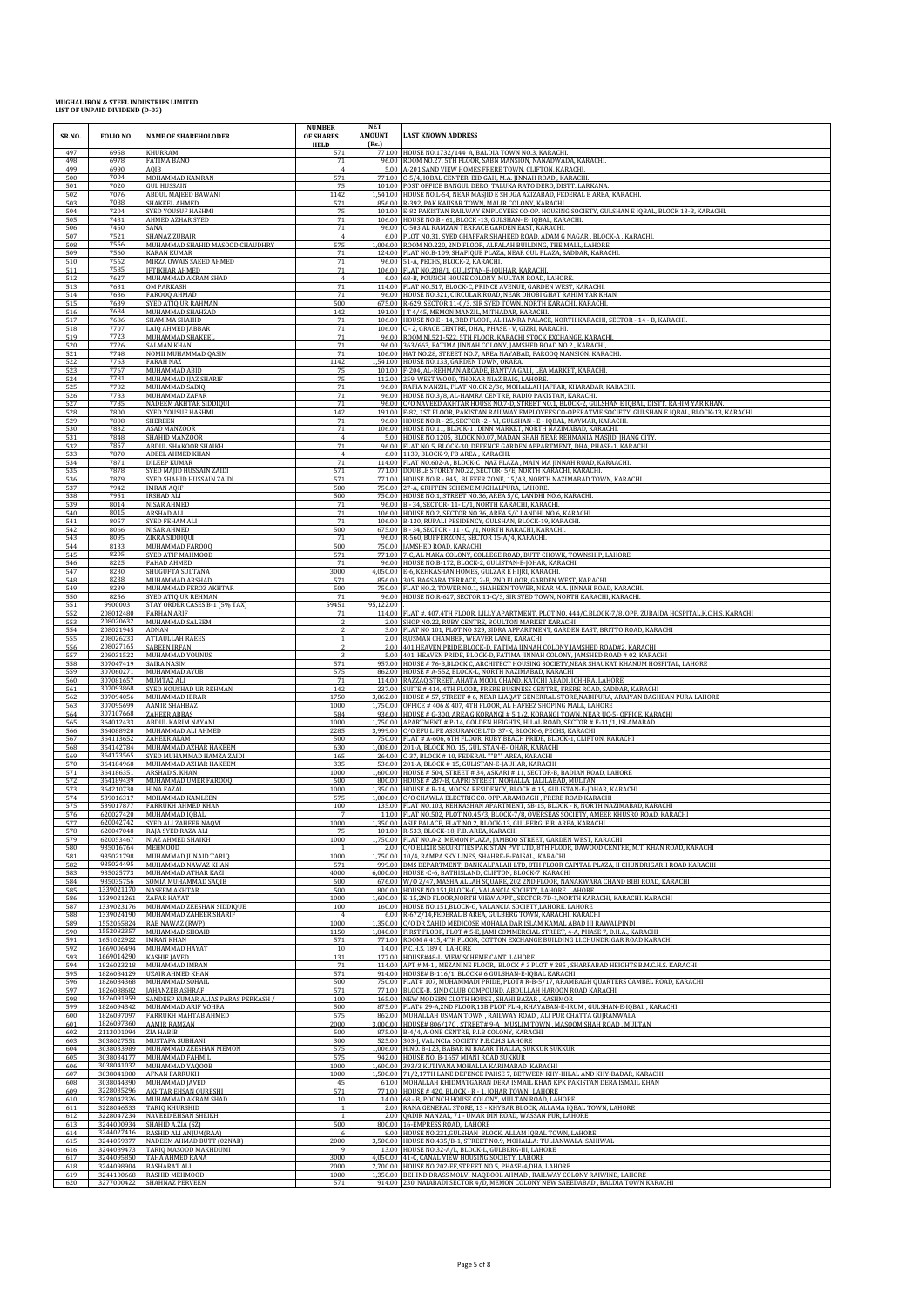**MUGHAL IRON & STEEL INDUSTRIES LIMITED**
**LIST OF UNPAID DIVIDEND (D-03)**

| SR.NO. | FOLIO NO. | NAME OF SHAREHOLODER | NUMBER OF SHARES HELD | NET AMOUNT (Rs.) | LAST KNOWN ADDRESS |
|---|---|---|---|---|---|
| 497 | 6958 | KHURRAM | 571 | 771.00 | HOUSE NO.1732/144 A, BALDIA TOWN NO.3, KARACHI. |
| 498 | 6978 | FATIMA BANO | 71 | 96.00 | ROOM NO.27, 5TH FLOOR, SABN MANSION, NANADWADA, KARACHI. |
| 499 | 6990 | AQIB | 4 | 5.00 | A-201 SAND VIEW HOMES FRERE TOWN, CLIFTON, KARACHI. |
| 500 | 7004 | MOHAMMAD KAMRAN | 571 | 771.00 | C-5/4, IQBAL CENTER, EID GAH, M.A. JINNAH ROAD , KARACHI. |
| 501 | 7020 | GUL HUSSAIN | 75 | 101.00 | POST OFFICE BANGUL DERO, TALUKA RATO DERO, DISTT. LARKANA. |
| 502 | 7076 | ABDUL MAJEED BAWANI | 1142 | 1,541.00 | HOUSE NO.L-54, NEAR MASJID E SHUGA AZIZABAD, FEDERAL B AREA, KARACHI. |
| 503 | 7088 | SHAKEEL AHMED | 571 | 856.00 | R-392, PAK KAUSAR TOWN, MALIR COLONY, KARACHI. |
| 504 | 7204 | SYED YOUSUF HASHMI | 75 | 101.00 | E-82 PAKISTAN RAILWAY EMPLOYEES CO-OP. HOUSING SOCIETY, GULSHAN E IQBAL, BLOCK 13-B, KARACHI. |
| 505 | 7431 | AHMED AZHAR SYED | 71 | 106.00 | HOUSE NO.B - 61, BLOCK -13, GULSHAN- E- IQBAL, KARACHI. |
| 506 | 7450 | SANA | 71 | 96.00 | C-503 AL RAMZAN TERRACE GARDEN EAST, KARACHI. |
| 507 | 7521 | SHANAZ ZUBAIR | 4 | 6.00 | PLOT NO.31, SYED GHAFFAR SHAHEED ROAD, ADAM G NAGAR , BLOCK-A , KARACHI. |
| 508 | 7556 | MUHAMMAD SHAHID MASOOD CHAUDHRY | 575 | 1,006.00 | ROOM NO.220, 2ND FLOOR, ALFALAH BUILDING, THE MALL, LAHORE. |
| 509 | 7560 | KARAN KUMAR | 71 | 124.00 | FLAT NO.B-109, SHAFIQUE PLAZA, NEAR GUL PLAZA, SADDAR, KARACHI. |
| 510 | 7562 | MIRZA OWAIS SAEED AHMED | 71 | 96.00 | 51-A, PECHS, BLOCK-2, KARACHI. |
| 511 | 7585 | IFTIKHAR AHMED | 71 | 106.00 | FLAT NO.208/1, GULISTAN-E-JOUHAR, KARACHI. |
| 512 | 7627 | MUHAMMAD AKRAM SHAD | 4 | 6.00 | 68-B, POUNCH HOUSE COLONY, MULTAN ROAD, LAHORE. |
| 513 | 7631 | OM PARKASH | 71 | 114.00 | FLAT NO.517, BLOCK-C, PRINCE AVENUE, GARDEN WEST, KARACHI. |
| 514 | 7636 | FAROOQ AHMAD | 71 | 96.00 | HOUSE NO.321, CIRCULAR ROAD, NEAR DHOBI GHAT RAHIM YAR KHAN |
| 515 | 7639 | SYED ATIQ UR RAHMAN | 500 | 675.00 | R-629, SECTOR 11-C/3, SIR SYED TOWN, NORTH KARACHI, KARACHI. |
| 516 | 7684 | MUHAMMAD SHAHZAD | 142 | 191.00 | J T 4/45, MEMON MANZIL, MITHADAR, KARACHI. |
| 517 | 7686 | SHAMIMA SHAHID | 71 | 106.00 | HOUSE NO.E - 14, 3RD FLOOR, AL HAMRA PALACE, NORTH KARACHI, SECTOR - 14 - B, KARACHI. |
| 518 | 7707 | LAIQ AHMED JABBAR | 71 | 106.00 | C - 2, GRACE CENTRE, DHA , PHASE - V, GIZRI, KARACHI. |
| 519 | 7723 | MUHAMMAD SHAKEEL | 71 | 96.00 | ROOM NI.521-522, 5TH FLOOR, KARACHI STOCK EXCHANGE, KARACHI. |
| 520 | 7726 | SALMAN KHAN | 71 | 96.00 | 363/663, FATIMA JINNAH COLONY, JAMSHED ROAD NO.2 , KARACHI, |
| 521 | 7748 | NOMII MUHAMMAD QASIM | 71 | 106.00 | HAT NO.28, STREET NO.7, AREA NAYABAD, FAROOQ MANSION. KARACHI. |
| 522 | 7763 | FARAH NAZ | 1142 | 1,541.00 | HOUSE NO.133, GARDEN TOWN, OKARA. |
| 523 | 7767 | MUHAMMAD ABID | 75 | 101.00 | F-204, AL-REHMAN ARCADE, BANTVA GALI, LEA MARKET, KARACHI. |
| 524 | 7781 | MUHAMMAD IJAZ SHARIF | 75 | 112.00 | 259, WEST WOOD, THOKAR NIAZ BAIG, LAHORE. |
| 525 | 7782 | MUHAMMAD SADIQ | 71 | 96.00 | RAFIA MANZIL, FLAT NO.GK 2/36, MOHALLAH JAFFAR, KHARADAR, KARACHI. |
| 526 | 7783 | MUHAMMAD ZAFAR | 71 | 96.00 | HOUSE NO.3/8, AL-HAMRA CENTRE, RADIO PAKISTAN, KARACHI. |
| 527 | 7785 | NADEEM AKHTAR SIDDIQUI | 71 | 96.00 | C/O NAVEED AKHTAR HOUSE NO.7-D, STREET NO.1, BLOCK-2, GULSHAN E IQBAL, DISTT. RAHIM YAR KHAN. |
| 528 | 7800 | SYED YOUSUF HASHMI | 142 | 191.00 | F-82, 1ST FLOOR, PAKISTAN RAILWAY EMPLOYEES CO-OPERATVIE SOCIETY, GULSHAN E IQBAL, BLOCK-13, KARACHI. |
| 529 | 7808 | SHEREEN | 71 | 96.00 | HOUSE NO.R - 25, SECTOR -2 - VI, GULSHAN - E - IQBAL, MAYMAR, KARACHI. |
| 530 | 7832 | ASAD MANZOOR | 71 | 106.00 | HOUSE NO.11, BLOCK-1 , DINN MARKET, NORTH NAZIMABAD, KARACHI. |
| 531 | 7848 | SHAHID MANZOOR | 4 | 5.00 | HOUSE NO.1205, BLOCK NO.07, MADAN SHAH NEAR REHMANIA MASJID, JHANG CITY. |
| 532 | 7857 | ABDUL SHAKOOR SHAIKH | 71 | 96.00 | FLAT NO.5, BLOCK-30, DEFENCE GARDEN APPARTMENT, DHA, PHASE-1, KARACHI. |
| 533 | 7870 | ADEEL AHMED KHAN | 4 | 6.00 | 1139, BLOCK-9, FB AREA , KARACHI. |
| 534 | 7871 | DILEEP KUMAR | 71 | 114.00 | FLAT NO.602-A , BLOCK-C , NAZ PLAZA , MAIN MA JINNAH ROAD, KARAACHI. |
| 535 | 7878 | SYED MAJID HUSSAIN ZAIDI | 571 | 771.00 | DOUBLE STOREY NO.22, SECTOR- 5/E, NORTH KARACHI, KARACHI. |
| 536 | 7879 | SYED SHAHID HUSSAIN ZAIDI | 571 | 771.00 | HOUSE NO.R - 845, BUFFER ZONE, 15/A3, NORTH NAZIMABAD TOWN, KARACHI. |
| 537 | 7942 | IMRAN AQIF | 500 | 750.00 | 27-A, GRIFFEN SCHEME MUGHALPURA, LAHORE. |
| 538 | 7951 | IRSHAD ALI | 500 | 750.00 | HOUSE NO.1, STREET NO.36, AREA 5/C, LANDHI NO.6, KARACHI. |
| 539 | 8014 | NISAR AHMED | 71 | 96.00 | B - 34, SECTOR- 11- C/1, NORTH KARACHI, KARACHI. |
| 540 | 8015 | ARSHAD ALI | 71 | 106.00 | HOUSE NO.2, SECTOR NO.36, AREA 5/C LANDHI NO.6, KARACHI. |
| 541 | 8057 | SYED FEHAM ALI | 71 | 106.00 | B-130, RUPALI PESIDENCY, GULSHAN, BLOCK-19, KARACHI. |
| 542 | 8066 | NISAR AHMED | 500 | 675.00 | B - 34, SECTOR - 11 - C, /1, NORTH KARACHI, KARACHI. |
| 543 | 8095 | ZIKRA SIDDIQUI | 71 | 96.00 | R-560, BUFFERZONE, SECTOR 15-A/4, KARACHI. |
| 544 | 8133 | MUHAMMAD FAROOQ | 500 | 750.00 | JAMSHED ROAD, KARACHI. |
| 545 | 8205 | SYED ATIF MAHMOOD | 571 | 771.00 | 7-C, AL MAKA COLONY, COLLEGE ROAD, BUTT CHOWK, TOWNSHIP, LAHORE. |
| 546 | 8225 | FAHAD AHMED | 71 | 96.00 | HOUSE NO.B-172, BLOCK-2, GULISTAN-E-JOHAR, KARACHI. |
| 547 | 8230 | SHUGUFTA SULTANA | 3000 | 4,050.00 | E-6, KEHKASHAN HOMES, GULZAR E HIJRI, KARACHI. |
| 548 | 8238 | MUHAMMAD ARSHAD | 571 | 856.00 | 305, BAGSARA TERRACE, 2-B, 2ND FLOOR, GARDEN WEST, KARACHI. |
| 549 | 8239 | MUHAMMAD FEROZ AKHTAR | 500 | 750.00 | FLAT NO.2, TOWER NO.1, SHAHEEN TOWER, NEAR M.A. JINNAH ROAD, KARACHI. |
| 550 | 8256 | SYED ATIQ UR REHMAN | 71 | 96.00 | HOUSE NO.R-627, SECTOR 11-C/3, SIR SYED TOWN, NORTH KARACHI, KARACHI. |
| 551 | 9900003 | STAY ORDER CASES B-1 (5% TAX) | 59451 | 95,122.00 | - |
| 552 | 208012480 | FARHAN ARIF | 71 | 114.00 | FLAT #. 407,4TH FLOOR, LILLY APARTMENT, PLOT NO. 444/C,BLOCK-7/8, OPP. ZUBAIDA HOSPITAL,K.C.H.S, KARACHI |
| 553 | 208020632 | MUHAMMAD SALEEM | 2 | 2.00 | SHOP NO.22, RUBY CENTRE, BOULTON MARKET KARACHI |
| 554 | 208021945 | ADNAN | 2 | 3.00 | FLAT NO 101, PLOT NO 329, SIDRA APPARTMENT, GARDEN EAST, BRITTO ROAD, KARACHI |
| 555 | 208026233 | ATTAULLAH RAEES | 1 | 2.00 | 8,USMAN CHAMBER, WEAVER LANE, KARACHI |
| 556 | 208027165 | SABEEN IRFAN | 2 | 2.00 | 401,HEAVEN PRIDE,BLOCK-D, FATIMA JINNAH COLONY,JAMSHED ROAD#2, KARACHI |
| 557 | 208031522 | MUHAMMAD YOUNUS | 3 | 5.00 | 401, HEAVEN PRIDE, BLOCK-D, FATIMA JINNAH COLONY, JAMSHED ROAD # 02, KARACHI |
| 558 | 307047419 | SAIRA NASIM | 571 | 957.00 | HOUSE # 76-B,BLOCK C, ARCHITECT HOUSING SOCIETY,NEAR SHAUKAT KHANUM HOSPITAL, LAHORE |
| 559 | 307060271 | MUHAMMAD AYUB | 575 | 862.00 | HOUSE # A-552, BLOCK-L, NORTH NAZIMABAD, KARACHI |
| 560 | 307081657 | MUMTAZ ALI | 71 | 114.00 | RAZZAQ STREET, AHATA MOOL CHAND, KATCHI ABADI, ICHHRA, LAHORE |
| 561 | 307093868 | SYED NOUSHAD UR REHMAN | 142 | 237.00 | SUITE # 414, 4TH FLOOR, FRERE BUSINESS CENTRE, FRERE ROAD, SADDAR, KARACHI |
| 562 | 307094056 | MUHAMMAD IBRAR | 1750 | 3,062.00 | HOUSE # 57, STREET # 6, NEAR LIAQAT GENERRAL STORE,NABIPURA, ARAIYAN BAGHBAN PURA LAHORE |
| 563 | 307095699 | AAMIR SHAHBAZ | 1000 | 1,750.00 | OFFICE # 406 & 407, 4TH FLOOR, AL HAFEEZ SHOPING MALL, LAHORE |
| 564 | 307107668 | ZAHEER ABBAS | 584 | 936.00 | HOUSE # G-300, AREA G KORANGI # 5 1/2, KORANGI TOWN, NEAR UC-5- OFFICE, KARACHI |
| 565 | 364012433 | ABDUL KARIM NAYANI | 1000 | 1,750.00 | APARTMENT # P-14, GOLDEN HEIGHTS, HILAL ROAD, SECTOR # F-11/1, ISLAMABAD |
| 566 | 364088920 | MUHAMMAD ALI AHMED | 2285 | 3,999.00 | C/O EFU LIFE ASSURANCE LTD, 37-K, BLOCK-6, PECHS, KARACHI |
| 567 | 364113652 | ZAHEER ALAM | 500 | 750.00 | FLAT # A-606, 6TH FLOOR, RUBY BEACH PRIDE, BLOCK-1, CLIFTON, KARACHI |
| 568 | 364142784 | MUHAMMAD AZHAR HAKEEM | 630 | 1,008.00 | 201-A, BLOCK NO. 15, GULISTAN-E-JOHAR, KARACHI |
| 569 | 364173565 | SYED MUHAMMAD HAMZA ZAIDI | 165 | 264.00 | C-37, BLOCK # 10, FEDERAL ""B"" AREA, KARACHI |
| 570 | 364184968 | MUHAMMAD AZHAR HAKEEM | 335 | 536.00 | 201-A, BLOCK # 15, GULISTAN-E-JAUHAR, KARACHI |
| 571 | 364186351 | ARSHAD S. KHAN | 1000 | 1,600.00 | HOUSE # 504, STREET # 34, ASKARI # 11, SECTOR-B, BADIAN ROAD, LAHORE |
| 572 | 364189439 | MUHAMMAD UMER FAROOQ | 500 | 800.00 | HOUSE # 287-B, CAPRI STREET, MOHALLA. JALILABAD, MULTAN |
| 573 | 364210730 | HINA FAZAL | 1000 | 1,350.00 | HOUSE # R-14, MOOSA RESIDENCY, BLOCK # 15, GULISTAN-E-JOHAR, KARACHI |
| 574 | 539016317 | MOHAMMAD KAMLEEN | 575 | 1,006.00 | C/O CHAWLA ELECTRIC CO. OPP. ARAMBAGH , FRERE ROAD KARACHI |
| 575 | 539017877 | FARRUKH AHMED KHAN | 100 | 135.00 | FLAT NO.103, KEHKASHAN APARTMENT, SB-15, BLOCK - K, NORTH NAZIMABAD, KARACHI |
| 576 | 620027420 | MUHAMMAD IQBAL | 7 | 11.00 | FLAT NO.502, PLOT NO.45/3, BLOCK-7/8, OVERSEAS SOCIETY, AMEER KHUSRO ROAD, KARACHI |
| 577 | 620042742 | SYED ALI ZAHEER NAQVI | 1000 | 1,350.00 | ASIF PALACE, FLAT NO.2, BLOCK-13, GULBERG, F.B. AREA, KARACHI |
| 578 | 620047048 | RAJA SYED RAZA ALI | 75 | 101.00 | R-533, BLOCK-18, F.B. AREA, KARACHI |
| 579 | 620053467 | NIAZ AHMED SHAIKH | 1000 | 1,750.00 | FLAT NO.A-2, MEMON PLAZA, JAMBOO STREET, GARDEN WEST, KARACHI |
| 580 | 935016764 | MEHMOOD | 1 | 2.00 | C/O ELIXIR SECURITIES PAKISTAN PVT LTD, 8TH FLOOR, DAWOOD CENTRE, M.T. KHAN ROAD, KARACHI |
| 581 | 935021798 | MUHAMMAD JUNAID TARIQ | 1000 | 1,750.00 | 10/4, RAMPA SKY LINES, SHAHRE-E-FAISAL, KARACHI |
| 582 | 935024495 | MUHAMMAD NAWAZ KHAN | 571 | 999.00 | DMS DEPARTMENT, BANK ALFALAH LTD, 8TH FLOOR CAPITAL PLAZA, II CHUNDRIGARH ROAD KARACHI |
| 583 | 935025773 | MUHAMMAD ATHAR KAZI | 4000 | 6,000.00 | HOUSE -C-6, BATHISLAND, CLIFTON, BLOCK-7 KARACHI |
| 584 | 935035756 | SOMIA MUHAMMAD SAQIB | 500 | 676.00 | W/O 2/47, MASHA ALLAH SQUARE, 202 2ND FLOOR, NANAKWARA CHAND BIBI ROAD, KARACHI |
| 585 | 1339021170 | NASEEM AKHTAR | 500 | 800.00 | HOUSE NO.151,BLOCK-G, VALANCIA SOCIETY, LAHORE. LAHORE |
| 586 | 1339021261 | ZAFAR HAYAT | 1000 | 1,600.00 | E-15,2ND FLOOR,NORTH VIEW APPT., SECTOR-7D-1,NORTH KARACHI, KARACHI. KARACHI |
| 587 | 1339023176 | MUHAMMAD ZEESHAN SIDDIQUE | 100 | 160.00 | HOUSE NO.151,BLOCK-G, VALANCIA SOCIETY,LAHORE. LAHORE |
| 588 | 1339024190 | MUHAMMAD ZAHEER SHARIF | 4 | 6.00 | R-672/14,FEDERAL B AREA, GULBERG TOWN, KARACHI. KARACHI |
| 589 | 1552065824 | RAB NAWAZ (RWP) | 1000 | 1,350.00 | C/O DR ZAHID MEDICOSE MOHALA DAR ISLAM KAMAL ABAD III RAWALPINDI |
| 590 | 1552082357 | MUHAMMAD SHOAIB | 1150 | 1,840.00 | FIRST FLOOR, PLOT # 5-E, JAMI COMMERCIAL STREET, 4-A, PHASE 7, D.H.A., KARACHI |
| 591 | 1651022922 | IMRAN KHAN | 571 | 771.00 | ROOM # 415, 4TH FLOOR, COTTON EXCHANGE BUILDING I.I.CHUNDRIGAR ROAD KARACHI |
| 592 | 1669006494 | MUHAMMAD HAYAT | 10 | 14.00 | P.C.H.S. 189 C LAHORE |
| 593 | 1669014290 | KASHIF JAVED | 131 | 177.00 | HOUSE#48-L VIEW SCHEME CANT LAHORE |
| 594 | 1826023218 | MUHAMMAD IMRAN | 71 | 114.00 | APT # M-1 , MEZANINE FLOOR, BLOCK # 3 PLOT # 285 , SHARFABAD HEIGHTS B.M.C.H.S. KARACHI |
| 595 | 1826084129 | UZAIR AHMED KHAN | 571 | 914.00 | HOUSE# B-116/1, BLOCK# 6 GULSHAN-E-IQBAL KARACHI |
| 596 | 1826084368 | MUHAMMAD SOHAIL | 500 | 750.00 | FLAT# 107, MUHAMMADI PRIDE, PLOT# R-8-5/17, ARAMBAGH QUARTERS CAMBEL ROAD, KARACHI |
| 597 | 1826088682 | JAHANZEB ASHRAF | 571 | 771.00 | BLOCK-B, SIND CLUB COMPOUND, ABDULLAH HAROON ROAD KARACHI |
| 598 | 1826091959 | SANDEEP KUMAR ALIAS PARAS PERKASH / | 100 | 165.00 | NEW MODERN CLOTH HOUSE , SHAHI BAZAR , KASHMOR |
| 599 | 1826094342 | MUHAMMAD ARIF VOHRA | 500 | 875.00 | FLAT# 29-A,2ND FLOOR,13B,PLOT FL-4, KHAYABAN-E-IRUM , GULSHAN-E-IQBAL , KARACHI |
| 600 | 1826097097 | FARRUKH MAHTAB AHMED | 575 | 862.00 | MUHALLAH USMAN TOWN , RAILWAY ROAD , ALI PUR CHATTA GUJRANWALA |
| 601 | 1826097360 | AAMIR RAMZAN | 2000 | 3,000.00 | HOUSE# 806/17C , STREET# 9-A , MUSLIM TOWN , MASOOM SHAH ROAD , MULTAN |
| 602 | 2113001094 | ZIA HABIB | 500 | 875.00 | B-4/4, A-ONE CENTRE, P.I.B COLONY, KARACHI |
| 603 | 3038027551 | MUSTAFA SUBHANI | 300 | 525.00 | 303-J, VALINCIA SOCIETY P.E.C.H.S LAHORE |
| 604 | 3038033989 | MUHAMMAD ZEESHAN MEMON | 575 | 1,006.00 | H.NO. B-123, BABAR KI BAZAR THALLA, SUKKUR SUKKUR |
| 605 | 3038034177 | MUHAMMAD FAHMIL | 575 | 942.00 | HOUSE NO. B-1657 MIANI ROAD SUKKUR |
| 606 | 3038041032 | MUHAMMAD YAQOOB | 1000 | 1,600.00 | 393/3 KUTIYANA MOHALLA KARIMABAD KARACHI |
| 607 | 3038041800 | AFNAN FARRUKH | 1000 | 1,500.00 | 71/2,17TH LANE DEFENCE PAHSE 7, BETWEEN KHY-HILAL AND KHY-BADAR, KARACHI |
| 608 | 3038044390 | MUHAMMAD JAVED | 45 | 61.00 | MOHALLAH KHIDMATGARAN DERA ISMAIL KHAN KPK PAKISTAN DERA ISMAIL KHAN |
| 609 | 3228035296 | AKHTAR EHSAN QURESHI | 571 | 771.00 | HOUSE # 420, BLOCK - R - 1, JOHAR TOWN, LAHORE |
| 610 | 3228042326 | MUHAMMAD AKRAM SHAD | 10 | 14.00 | 68 - B, POONCH HOUSE COLONY, MULTAN ROAD, LAHORE |
| 611 | 3228046533 | TARIQ KHURSHID | 1 | 2.00 | RANA GENERAL STORE, 13 - KHYBAR BLOCK, ALLAMA IQBAL TOWN, LAHORE |
| 612 | 3228047234 | NAVEED EHSAN SHEIKH | 1 | 2.00 | QADIR MANZAL, 71 - UMAR DIN ROAD, WASSAN PUR, LAHORE |
| 613 | 3244000934 | SHAHID A.ZIA (SZ) | 500 | 800.00 | 16-EMPRESS ROAD, LAHORE |
| 614 | 3244027416 | RASHID ALI ANJUM(RAA) | 6 | 8.00 | HOUSE NO.231,GULSHAN BLOCK, ALLAMA IQBAL TOWN, LAHORE |
| 615 | 3244059377 | NADEEM AHMAD BUTT (02NAB) | 2000 | 3,500.00 | HOUSE NO.435/B-1, STREET NO.9, MOHALLA: TULIANWALA, SAHIWAL |
| 616 | 3244089473 | TARIQ MASOOD MAKHDUMI | 9 | 13.00 | HOUSE NO.32-A/L, BLOCK-L, GULBERG-III, LAHORE |
| 617 | 3244095850 | TAHA AHMED RANA | 3000 | 4,050.00 | 41-C, CANAL VIEW HOUSING SOCIETY, LAHORE |
| 618 | 3244098904 | BASHARAT ALI | 2000 | 2,700.00 | HOUSE NO.202-EE,STREET NO.5, PHASE-4,DHA, LAHORE |
| 619 | 3244100668 | RASHID MEHMOOD | 1000 | 1,350.00 | BEHIND DRASS MOLVI MAQBOOL AHMAD , RAILWAY COLONY RAIWIND, LAHORE |
| 620 | 3277000422 | SHAHNAZ PERVEEN | 571 | 914.00 | 230, NAIABADI SECTOR 4/D, MEMON COLONY NEW SAEEDABAD , BALDIA TOWN KARACHI |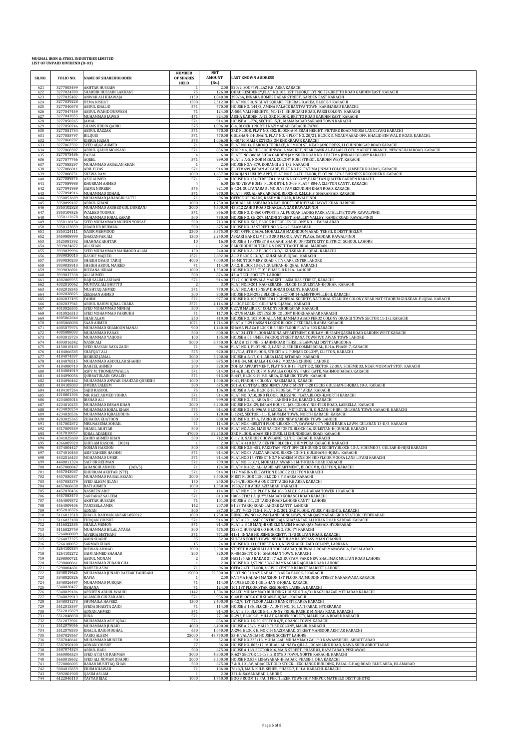**MUGHAL IRON & STEEL INDUSTRIES LIMITED**
**LIST OF UNPAID DIVIDEND (D-03)**

| SR.NO. | FOLIO NO. | NAME OF SHAREHOLODER | NUMBER OF SHARES HELD | NET AMOUNT (Rs.) | LAST KNOWN ADDRESS |
|---|---|---|---|---|---|
| 621 | 3277003499 | AKHTAR HUSSAIN | 1 | 2.00 | 520/2, SOOFI VILLAZ F.B. AREA KARACHI |
| 622 | 3277024789 | SHABBIR HUSSAIN LAKHANI | 75 | 126.00 | OHAD RESIDENCY,FLAT NO.103, 1ST FLOOR,PLOT NO.324,BRITTO ROAD GARDEN EAST, KARACHI |
| 623 | 3277035482 | ANWAR ALI KHAWAJA | 1150 | 1,840.00 | 399/6A, INNARA HOMES BABAR STREET, GARDEN EAST KARACHI |
| 624 | 3277039228 | UZMA NISHAT | 1500 | 2,512.00 | FLAT NO.E-8, NIGHAT SQUARE FEDERAL B.AREA, BLOCK-7 KARACHI |
| 625 | 3277040678 | ABDUL KHALID | 571 | 770.00 | HOUSE NO. 144/3, AMINA PALACE BANTVA TOWN, KARIMABAD KARACHI. |
| 626 | 3277047459 | ABDUL WAHID DURVESH | 71 | 124.00 | A-506, VALI HEIGHTS, JM1-131, BHURGARI ROAD, PARSI COLONY, KARACHI |
| 627 | 3277047855 | MUHAMMAD JAWED | 471 | 824.00 | AISHA GARDEN, A-12, 3RD FLOOR, BRITTO ROAD GARDEN EAST, KARACHI |
| 628 | 3277050265 | JAMAL | 571 | 914.00 | HOUSE # L-776, SECTOR -5/D, MAMARABAD SARJANI TOWN KARACHI |
| 629 | 3277050746 | SHAMS UDDIN QADRI | 575 | 1,006.00 | C-4, BLOCK 1 NORTH NAZIMABAD KARACHI-74700 |
| 630 | 3277051734 | ABDUL RAZZAK | 571 | 770.00 | 3RD FLOOR, FLAT NO. 302, BLOCK-A MISBAH HEIGHT, PICTURE ROAD MOOSA LANE LYARI KARACHI |
| 631 | 3277055797 | BILQUIS | 571 | 770.00 | GULSHAN-E-HUNAIN, FLAT NO. 4 PLOT NO. 20/21, BLOCK 3, MOAUMABAD OFF. KHALID BIN WAL D ROAD, KARACHI. |
| 632 | 3277060207 | KIBRIA HASAN | 575 | 1,006.00 | G-40/10 MALIR EXTENSION KHOKRAPAR KARACHI |
| 633 | 3277067592 | SYED AIJAZ AHMED | 71 | 96.00 | FLAT NO.14, FAROOQ TERRACE, N.J.MODI ST. NEAR JANG PRESS, I.I CHUNDRIGAR ROAD KARACHI |
| 634 | 3277068307 | ABDUL QADIR MOOSANI | 571 | 856.00 | SHOP # 4, INSIDE COCHINWALA MARKET, NEAR BANK AL-FALAH CLOTH MARKET BRANCH, NEW NEHAM ROAD, KARACHI |
| 635 | 3277075486 | FAISAL | 4 | 6.00 | FLATE NO-306 MISHBA GARDEN JAMISHED ROAD NO.3 FATIMA JINNAH COLONY KARACHI |
| 636 | 3277077766 | AQEEL | 571 | 999.00 | FLAT # A-5, NOOR MEHAL COLONY RUBI STREET, GARDEN WEST, KARACHI |
| 637 | 3277085297 | MUHAMMAD ARSALAN KHAN | 1 | 2.00 | HOUSE NO.Y-379, KORANGI # 2 1/2, KARACHI |
| 638 | 3277086011 | ADIL ILYAS | 571 | 914.00 | PLOT# 699, IMRAN ARCADE, FLAT NO.D2, FATIMA JINNAH COLONY, JAMSHED ROAD#3, KARACHI |
| 639 | 3277088751 | SHEWA RAM | 1000 | 1,637.00 | SHAHJAN LUXURY APPT, FLAT NO B.5 4TH FLOOR, PLOT NO.379-2 BUSINESS RECORDER R KARACHI |
| 640 | 3277089375 | AZIZ AHMED | 571 | 771.00 | HOUSE NO.124,STREET#1, MADINA COLONY,PAKISTAN QUATER GARDEN KARACHI |
| 641 | 3277089988 | KHURRAM AHMED | 4 | 6.00 | SEND VIEW HOME, FLOOR 8TH, NO-09, FLAT# 804-A CLIFTON CANTT, KARACHI |
| 642 | 3277091909 | SAIMA NOREEN | 575 | 921.00 | B-124, SULTANABAD , MOULVI TAMEEZUDDIN KHAN ROAD, KARACHI |
| 643 | 3277094916 | MUHAMMAD SOHAIL | 571 | 970.00 | FLAT# 903, AL-ARZ ARCADE, BLOCK-3, K.M.C.H.S, SHARAFBAD, KARACHI |
| 644 | 3350053609 | MUHAMMAD JAHANGIR SATTI | 71 | 96.00 | OFFICE OF DGADS, KASHMIR ROAD, RAWALPINDI |
| 645 | 3350099107 | ABDUL GHANI | 1000 | 1,750.00 | MOHALLAH ASIFABAD NEAR HOUSE OF KHYZAR HAYAT KHAN HARIPUR |
| 646 | 3350102828 | MUHAMMAD ARSHED GUL DURRANI | 3000 | 4,500.00 | 45 B12 ZAHID ROAD CHAKLALA GAR RAWALPINDI |
| 647 | 3350109526 | WALEED YOUNUS | 571 | 856.00 | HOUSE NO. D-360 OPPOSITE AL FURQAN LADIES PARK SATELLITE TOWN RAWALPINDI |
| 648 | 3350112678 | MUHAMMAD IQBAL ZAFAR | 500 | 750.00 | HOUSE NO. CB-207, MADNI STREET, SHALLEY VALLEY, RANGE ROAD, RAWALPINDI |
| 649 | 3350118154 | SYED MUHAMMAD MOHSIN YOUSAF | 500 | 713.00 | HOUSE NO. 562, BLOCK B PEOPLES COLONY NO. 1 FAISALABAD |
| 650 | 3350122859 | OBAID UR REHMAN | 500 | 675.00 | HOUSE NO. 32 STREET NO.3 G-6/2 ISLAMABAD |
| 651 | 3350124111 | NASIR MEHMOOD | 2500 | 3,375.00 | POST OFFICE JADA, MOHALLAH MAKHDOOM ABAD, TEHSIL & DISTT JHELUM |
| 652 | 3459008999 | GHAZANFAR ALI | 1500 | 2,250.00 | ASKARI BANK LIMITED 3RD FLOOR, AWT PLAZA, SADDAR, RAWALPINDI |
| 653 | 3525081392 | SHAHNAZ AKHTAR | 10 | 16.00 | HOUSE # 19,STREET # 6,GARHI SHAHU OPPOSITE CITY DISTRICT SCHOOL LAHORE |
| 654 | 3939024872 | ALI KHAN | 1 | 2.00 | PARKHODHERI TEHSIL & DISTT TAKHT BHAI. MARDAN |
| 655 | 3939029996 | SYED MUHAMMAD MAHMOOD ALAM | 150 | 240.00 | HOUSE NO.A-12 BLOCK 13-D/1 GULSHAN-E- IQBAL. KARACHI |
| 656 | 3939030010 | KASHIF MAJEED | 1571 | 2,692.00 | A-12 BLOCK 13-D/1 GULSHAN-E-IQBAL KARACHI |
| 657 | 3939030200 | SHIEKH OBAID TARIQ | 4000 | 7,000.00 | 16-MONTGOMERY ROAD, CITY CAR CENTER LAHORE |
| 658 | 3939035910 | SHEIKH ABDUL MAJEED | 71 | 114.00 | A-12, BLOCK 13-D/1,GULSHAN-E-IQBAL KARACHI |
| 659 | 3939036801 | RIZVANA IKRAM | 1000 | 1,350.00 | HOUSE NO.223, ""D"" PHASE -8 D.H.A. LAHORE |
| 660 | 3939037338 | ALI AHMED | 500 | 874.00 | 43-A TECH SOCIETY LAHORE |
| 661 | 4002005955 | HAJI SALIM LAKHANI | 571 | 914.00 | 27/7, COCHINWALA MARKET, LAXMIDAS STREET, KARACHI |
| 662 | 4002010062 | MUMTAZ ALI BHUTTO | 2 | 3.00 | FLAT NO.D-201, RAO ZEBAISH, BLOCK-13,GULISTAN-E-JOHAR, KARACHI |
| 663 | 4002018545 | MUSHTAQ AHMED | 571 | 770.00 | FLAT NO.A-8/10,NEW DHORAJI COLONY, KARACHI |
| 664 | 4002028825 | ZEESHAN AHMED | 500 | 800.00 | HOUSE NO.N-2932,BLOCK-2, SECTOR 14-A,METROVILLE-III, KARACHI |
| 665 | 4002037495 | FAHIM | 571 | 977.00 | HOUSE NO.103,STREET#10,GENERAL SOCIETY, NATIONAL STADIUM COLONY,NEAR NAT.STADIUM GULSHAN-E-IQBAL KARACHI |
| 666 | 4002037941 | ABDUL RAHIM IQBAL CHARA | 2571 | 4,114.00 | A-130,BLOCK-C, GULSHAN-E-JAMAL, KARACHI |
| 667 | 4010026505 | SYED MOHAMMAD MINHAJ | 500 | 800.00 | G27/8 MALIR EXT COLONY KHOKRAPAR KARACHI |
| 668 | 4010026513 | SYED MOHAMMAD FARRUKH | 71 | 117.00 | G-27/8 MALIR EXTENSION COLONY KHOKHARAPAR KARACHI |
| 669 | 4085062644 | SHAH ALAM | 250 | 419.00 | HOUSE NO. 103 MOHALLA MOHAMMAD ABAD FEROZ COLONY ORANGI TOWN SECTOR 11-1/2 KARACHI |
| 670 | 4085068088 | SAAD AHMED | 1071 | 1,714.00 | FLAT # F-29 HASSAN LOGDE BLOCK 7 FEDERAL B AREA KARACHI |
| 671 | 4085075976 | MUHAMMAD SHAMOON MANAI | 900 | 1,440.00 | SHAMA PLAZA BLOCK B-3 3RD FLOOR FLAT # 303 KARACHI |
| 672 | 4085088003 | MUHAMMAD FARAZ | 500 | 800.00 | FLAT 34 4TH FLOOR MADINA APPARTMENT GHULAM HUSSAIN QASIM ROAD GARDEN WEST KARACHI |
| 673 | 4093015724 | MUHAMMAD YAQOOB | 100 | 135.00 | HOUSE # 05, UMER FAROOQ STREET RANA TOWN P/O AWAN TOWN LAHORE |
| 674 | 4093016342 | NASIR ALI | 5000 | 8,750.00 | CHAK # 157, NB - SHAHNIKDAR TEHSIL SILANWALI DISTT SARGODHA |
| 675 | 4150018183 | SYED HASSAN RAZA ZAIDI | 71 | 96.00 | FLAT NO.1, PLOT NO. 2, LANE-2, SEHER COMMERCIAL, D.H.A. PHASE-7, KARACHI |
| 676 | 4184066585 | SHAFQAT ALI | 575 | 920.00 | B1/51A, 4TH FLOOR, STREET # 2, PUNJAB COLONY, CLIFTON, KARACHI |
| 677 | 4184074597 | BEHROZ JAMAL | 2000 | 3,200.00 | HOUSE # A-17, C-1, AREA LIAQUATABAD, KARACHI |
| 678 | 4184078515 | MUHAMMAD ABDULLAH SHAHID | 500 | 875.00 | H # B-36, MUHALLAH G.O-R2, MOZANG CHUNGI LAHORE |
| 679 | 4184080719 | RAHEEL AHMED | 200 | 320.00 | ZOHRA APPARTMENT, FLAT NO. B-13, PLOT E-2, SECTOR 22-38A, SCHEME 33, NEAR MOSMIAT STOP, KARACHI |
| 680 | 4184084919 | ASPY M. TROMBAYWALLA | 571 | 914.00 | 54-A, BL-K, CYRUS MINWALLA COLONY, PARSI GATE, MAHMOODABAD, KARACHI |
| 681 | 4184090056 | QURRATULAIN SWALEH | 571 | 913.00 | R-447, BLOCK-19, F.B.AREA, GULBERG TOWN, KARACHI |
| 682 | 4184096442 | MUHAMMAD ANWAR SHAHZAD QURESHI | 1000 | 1,600.00 | K-41, FIRDOUS COLONY, NAZIMABAD, KARACHI |
| 683 | 4184105003 | OMERA SALEEM | 500 | 675.00 | 501-A, CENTRAL RESIDENCY APARTMENT, C-20 CECHS GULSHAN-E-IQBAL 10-A, KARACHI |
| 684 | 4184107264 | SAJID RASOOL | 75 | 106.00 | HOUSE # A-48, BLOCK-18, FEDERAL ""B"" AREA KARACHI |
| 685 | 4218001306 | MR. RIAZ AHMED VOHRA | 571 | 914.00 | FLAT NO.D/10, 3RD FLOOR, BLESSING PLAZA,BLOCK-K,NORTH KARACHI |
| 686 | 4234005016 | IRSHAD ALI | 571 | 999.00 | HOUSE NO. 1, , AREA 5-C, LANDHI NO.6, KARACHI. KARACHI |
| 687 | 4234010255 | MUHAMMAD IMRAN KHAN | 2000 | 3,200.00 | HOUSE NO.G-29, IMRAN HOUSE, IJAZ COLONY, NISHTER ROAD, LASBELLA, KARACHI |
| 688 | 4234020254 | MUHAMMAD IQBAL KHAN | 571 | 914.00 | HOUSE NO#N-996/A, BLOCK#01, METROVIL-III, GULZAR-E-HIJRI, GULSHAN TOWN KARACHI. KARACHI |
| 689 | 4234020536 | MUHAMMAD IQBALUDDIN | 75 | 120.00 | L-1242, SECTOR - 11-E, MUSLIM TOWN, NORTH KARACHI KARACHI |
| 690 | 4283025365 | ZUBAIDA KHATOON | 500 | 800.00 | HOUSE NO. 37-A, TARIQ BLOCK NEW GARDEN TOWN LAHORE |
| 691 | 4317002872 | MRS.NAEEMA SOHAIL | 71 | 114.00 | FLAT NO.C-405,5TH FLOOR,BLOCK C-7, SAWANA CITY NEAR RABIA LAWN, GULSHAN 13-D/3, KARACHI |
| 692 | 4317009349 | SHAKIL AKHTAR | 500 | 819.00 | FLAT NO.A-26, MADINA COMFORTS, BLOCK-16, GULISTAN-E-JOUHAR, KARACHI |
| 693 | 4317010057 | IQBAL ADAMJEE | 47000 | 82,250.00 | 3RD FLOOR, ADAMJEE HOUSE, I.I CHUNDRIGAR ROAD, KARACHI |
| 694 | 4341025680 | ZAHID AHMED KHAN | 500 | 712.00 | C-1 / B, NAURUS CHOWRANGI, S.I.T.E, KARACHI. KARACHI |
| 695 | 4366005920 | GHULAM RASOOL (3024) | 1 | 2.00 | FLAT # 410 DATA CENTRE BLOCK C, BHIMPURA KARACHI. KARACHI |
| 696 | 4374004427 | NOMAN HAROON | 500 | 800.00 | HOUSE NO.B-451, PAKISTAN POST OFFICE HOUSING SOCIETY,BLOCK-13-A, SCHEME-33, GULZAR-E-HIJRI KARACHI |
| 697 | 4374010440 | ASIF ZAHEER HASHMI | 571 | 914.00 | FLAT NO.03, ALIZA ARCADE, BLOCK-13-D-1, GULSHAN-E-IQBAL, KARACHI |
| 698 | 4432016423 | MOHAMMAD UMER | 571 | 914.00 | FLAT.NO.315 STREET NO.7 NADEEM MENSION 3RD FLOOR MOOSA LANE LIYARI KARACHI |
| 699 | 4440011324 | SAIF UR REHMAN | 571 | 799.00 | FLAT NO:E-16/1, MOHALLA AWARI-1 M-T-KHAN ROAD KARACHI |
| 700 | 4457000847 | JAHANGIR AHMED (JAD/5) | 71 | 124.00 | FLAT# D-402, AL-HABIB APPARTMENT, BLOCK # 8, CLIFTON, KARACHI |
| 701 | 4457043037 | KHURRAM AKHTAR (STT) | 571 | 914.00 | 117 MARINA ELEVATION BLOCK 2 CLIFTON KARACHI |
| 702 | 4457050537 | MUHAMMAD FAISAL ESSANI | 2000 | 3,500.00 | FIRST FLOOR 1150 BLOCK-3 F.B AREA KARACHI |
| 703 | 4457055379 | SYED ALEEM JILANI | 150 | 240.00 | R/44/BLOCK-9 A ONE COTTAGES F.B AREA KARACHI |
| 704 | 4457068638 | RAFI AHMED | 1000 | 1,350.00 | 1950/2 F.B AREA AZIZABAD KARACHI |
| 705 | 4457070436 | NASREEN ARIF | 71 | 114.00 | FLAT NUM 201 PLOT NUM 106 B.M.C.H.S AL-HARAM TOWER 1 KARACHI |
| 706 | 4457083470 | SARFARAZ SALEEM | 571 | 813.00 | H#06 ST#21 A QUYYAMABAD KORANGI ROAD KARACHI |
| 707 | 4564009372 | AKHTAR HUSSAIN | 71 | 101.00 | HOUSE # E-1, 23 TARIQ ROAD LAHORE CANTT LAHORE |
| 708 | 4564009406 | TANZEELA AMIR | 142 | 207.00 | E1,23 TARIQ ROAD LAHORE CANTT LAHORE |
| 709 | 4952018376 | ADNAN | 500 | 837.00 | PLOT JM-12-715-4, FLAT NO. 301, 3RD FLOOR, YOUSUF HEIGHTS, KARACHI |
| 710 | 5116013518 | KHALIL RAHMAN ANSARI-058012 | 1000 | 1,750.00 | BUNGLOW NO 42, PAKLAND BUNGLOWS, NEAR QASIMABAD GRID STATION, HYDERABAD |
| 711 | 5116022188 | FURQAN YOUSUF | 571 | 914.00 | FLAT # 201, ASIF CENTRE RAJA GHAZANFAR ALI KHAN ROAD SADDAR KARACHI |
| 712 | 5116022535 | SHAILA MEMON | 571 | 914.00 | FLAT # B 10 MANJHI ORIELS NASIM NAGAR QASIMABAD, HYDERABAD |
| 713 | 5116023749 | MUHAMMAD BILAL ATARA | 500 | 675.00 | 32/3C, HUSSAINI CO HOUSING, SOCITY KARACHI |
| 714 | 5264060009 | JAVERIA METHANI | 571 | 771.00 | 41/1,JINNAH HOUSING SOCIETY, TIPU SULTAN ROAD, KARACHI |
| 715 | 5264077375 | AMIN SHARIF | 35 | 52.00 | SULTAN FORTS TOWN, NEAR TULAMBA BYPASS, MIAN CHANNU |
| 716 | 5264100052 | SARMAD KHAN | 15 | 24.00 | HOUSE NO.111,STREET NO.3, NEW SHAIKH ZAID COLONY, LARKANA |
| 717 | 5264100334 | RIZWAN AHMAD | 2000 | 3,200.00 | STREET #.2,MOHALLAH YOUSAFABAD, BHIWALA ROAD,MANAWALA, FAISALABAD |
| 718 | 5264102272 | SAIM AHMED SHAHAB | 200 | 320.00 | R-486,SECTOR-10, SHADMAN TOWN, KARACHI |
| 719 | 5298000721 | ABDUL MONAM | 2 | 3.00 | H#21/4,ABU BAKAR ST#7 A.S ,RUSTAM PARK NEW SHALIMAR MULTAN ROAD LAHORE |
| 720 | 5298000861 | MUHAMMAD ZUBAIR GILL | 1 | 2.00 | HOUSE NO 3,ST NO 38/47 RAMNAGAR RAJGHAR ROAD LAHORE |
| 721 | 5298004681 | NAVEED ASIM | 71 | 96.00 | OFF#2,4TH FLOOR,36CIVIC CENTER BARKET MARKET LAHORE |
| 722 | 5348019625 | MUHAMMAD JUNAID RAZZAK TAHIRANI | 15000 | 22,500.00 | PLOT NO.510 AZIZ ABAD F.B AREA BLOCK-2 KARACHI |
| 723 | 5348020326 | RAFIA | 1 | 2.00 | FATIMA HAJIANI MANSION 1ST FLOOR NAJMUDDIN STREET NANAKWADA KARACHI |
| 724 | 5348026497 | MUHAMMAD FURQAN | 71 | 114.00 | A-195,BLOCK-1 GULSHAN-E-IQBAL KARACHI |
| 725 | 5348028477 | REHANA | 71 | 124.00 | 101,1ST FLOOR STAR RESIDENCY LASBELA KARACHI |
| 726 | 5348029186 | AFSHEEN ABDUL WAHID | 1142 | 1,584.00 | SALEH MUHAMMAD BUILDING HOUSE O.T-4/31 KAGZI BAZAR MITHADAR KARACHI |
| 727 | 5348029913 | ALAMGIR GULZAR ADIL | 571 | 956.00 | C-48 BLOCK-6 GULSHAN-E-IQBAL KARACHI |
| 728 | 5348031273 | SHUMAILA HAFEEZ | 1500 | 2,400.00 | B-12/C 1ST FLOOR ALLIED BANK SITE AREA KARACHI |
| 729 | 5512015597 | SYEDA SHAISTA ZAIDI | 71 | 114.00 | HOUSE # 186, BLOCK - A, UNIT NO. 10, LATIFABAD, HYDERABAD |
| 730 | 5512015829 | ADNAN AHMED | 571 | 914.00 | FLAT # 50, BLOCK E-1, SUNNY PRIDE, RASHID MINHAS ROAD, KARACHI |
| 731 | 5512048838 | HINA | 571 | 771.00 | R-292, BLOCK-8, MILLAT GARDEN SOCIETY, MALIR KALA BOARD KARACHI |
| 732 | 5512073901 | MUHAMMAD ASIF IQBAL | 571 | 856.00 | HOUSE NO. LS-28, SECTOR 6/E, ORANGI TOWN KARACHI |
| 733 | 5512078066 | MUHAMMAD JUNAID | 4000 | 6,400.00 | HOUSE # 75/6, MALIR TUSE COLONY, MALIR KARACHI |
| 734 | 5512078330 | KHALIL BAIG MUGHAL | 650 | 1,040.00 | A-296, BLOCK H, NORTH NAZIMABAD, STREET MANSOOR AKHTAR KARACHI |
| 735 | 5587029567 | TARIQ ALEEM | 25000 | 43,750.00 | 53-H VALANCIA HOUSING SOCIETY LAHORE |
| 736 | 5587048641 | MUHAMMAD MUNEER | 30 | 52.00 | HOUSE NO.235/13, MOHALLAH MUHAMMAD ZAI, P.O NAWANSHEHR, ABBOTTABAD |
| 737 | 5587050100 | ADNAN YOUSUF | 27 | 36.00 | HOUSE NO. 802/17, MOHALLAH NAYA QILLA, JOGAN LINK ROAD, NAWA SHER ABBOTTABAD |
| 738 | 5587074324 | ABDUL HADI | 500 | 675.00 | HOUSE # 168, SECTOR K-6, MAIN STREET, PHASE 03, HAYATABAD, PESHAWAR |
| 739 | 5660006524 | SYED ATIQ UR RAHMAN | 3000 | 4,800.00 | R-627 SECTOR 11-C/3, SIR SYED TOWN, NORTH KARACHI. KARACHI |
| 740 | 5660018602 | SYED ALI NOMAN QUADRI | 2000 | 3,500.00 | HOUSE NO.85/II,KHAYABAN-E-BADAR, PHASE-5, DHA KARACHI |
| 741 | 5728006005 | BABAR MUSHTAQ KHAN | 500 | 675.00 | 7 & 8, 101-W, ADJACENT OLD STOCK- -EXCHANGE BUILDING, FAZAL-E-HAQ ROAD, BLUE AREA, ISLAMABAD |
| 742 | 5884015859 | ERUM KHAWAR | 71 | 106.00 | 76/B/I, MAIN K.H.E. SEHER, PHASE-7, D.H.A. KARACHI. KARACHI |
| 743 | 5892001908 | QASIM ASLAM | 1 | 2.00 | 321-N-SAMANABAD LAHORE |
| 744 | 6122046110 | TAYYAB EJAZ | 1000 | 1,750.00 | BOQ 3 ROOM 12 FAUJI FERTILIZER TOWNSHIP MIRPUR MATHELO DISTT GHOTKI |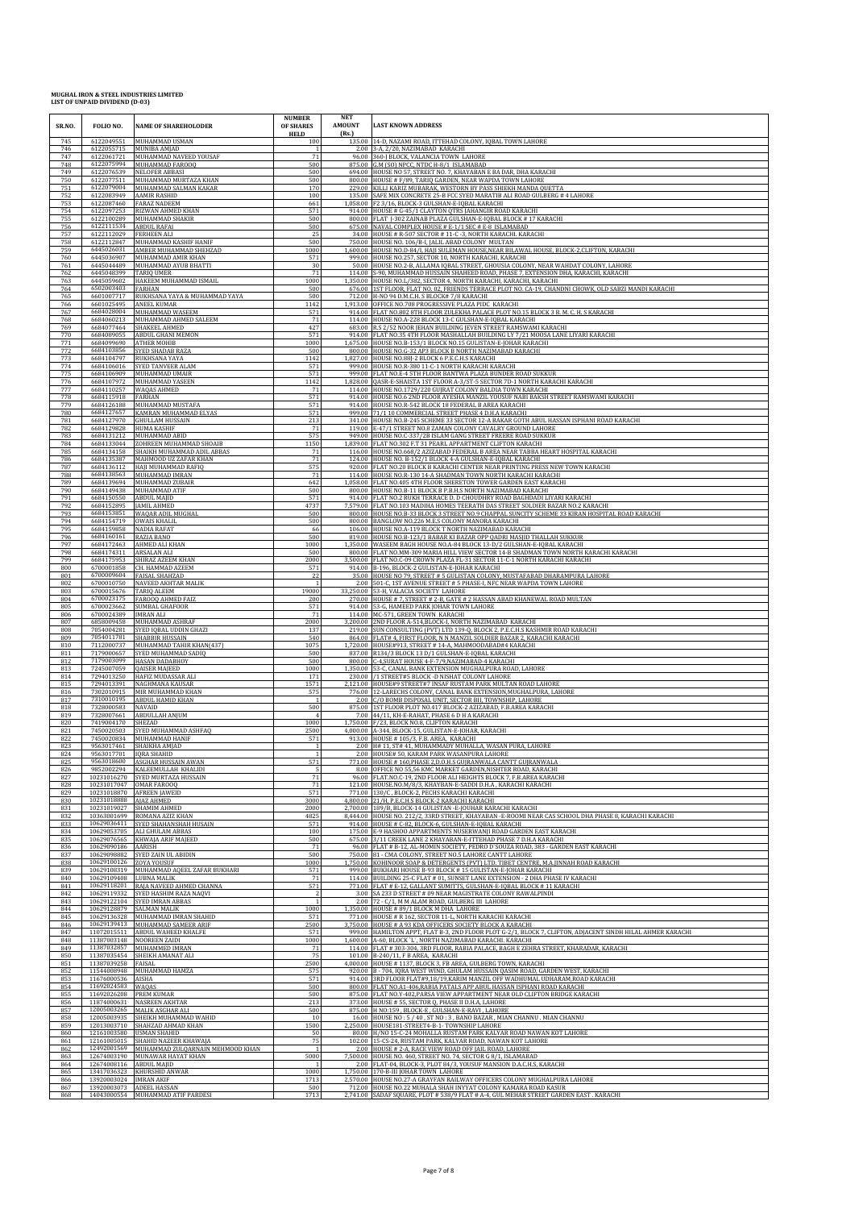**MUGHAL IRON & STEEL INDUSTRIES LIMITED**
**LIST OF UNPAID DIVIDEND (D-03)**

| SR.NO. | FOLIO NO. | NAME OF SHAREHOLODER | NUMBER OF SHARES HELD | NET AMOUNT (Rs.) | LAST KNOWN ADDRESS |
|---|---|---|---|---|---|
| 745 | 6122049551 | MUHAMMAD USMAN | 100 | 135.00 | 14-D, NAZAMI ROAD, ITTEHAD COLONY, IQBAL TOWN LAHORE |
| 746 | 6122055715 | MUNIBA AMJAD | 1 | 2.00 | 3-A, 2/20, NAZIMABAD KARACHI |
| 747 | 6122061721 | MUHAMMAD NAVEED YOUSAF | 71 | 96.00 | 360-J BLOCK, VALANCIA TOWN LAHORE |
| 748 | 6122075994 | MUHAMMAD FAROOQ | 500 | 875.00 | G.M (SO) NPCC, NTDC H-8/1 ISLAMABAD |
| 749 | 6122076539 | NELOFER ABBASI | 500 | 694.00 | HOUSE NO 57, STREET NO. 7, KHAYABAN E BA DAR, DHA KARACHI |
| 750 | 6122077511 | MUHAMMAD MURTAZA KHAN | 500 | 800.00 | HOUSE # F/89, TARIQ GARDEN, NEAR WAPDA TOWN LAHORE |
| 751 | 6122079004 | MUHAMMAD SALMAN KAKAR | 170 | 229.00 | KILLI KARIZ MUBARAK, WESTORN BY PASS SHIEKH MANDA QUETTA |
| 752 | 6122083949 | AAMIR RASHID | 100 | 135.00 | SAFE MIX CONCRETE 25-B FCC SYED MARATIB ALI ROAD GULBERG # 4 LAHORE |
| 753 | 6122087460 | FARAZ NADEEM | 661 | 1,058.00 | F2 3/16, BLOCK-3 GULSHAN-E-IQBAL KARACHI |
| 754 | 6122097253 | RIZWAN AHMED KHAN | 571 | 914.00 | HOUSE # G-45/1 CLAYTON QTRS JAHANGIR ROAD KARACHI |
| 755 | 6122100289 | MUHAMMAD SHAKIR | 500 | 800.00 | FLAT J-302 ZAINAB PLAZA GULSHAN-E-IQBAL BLOCK # 17 KARACHI |
| 756 | 6122111534 | ABDUL RAFAI | 500 | 675.00 | NAVAL COMPLEX HOUSE # E-1/1 SEC # E-8 ISLAMABAD |
| 757 | 6122112029 | FERHEEN ALI | 25 | 34.00 | HOUSE # R-507 SECTOR # 11-C -3, NORTH KARACHI. KARACHI |
| 758 | 6122112847 | MUHAMMAD KASHIF HANIF | 500 | 750.00 | HOUSE NO. 106/B-I, JALIL ABAD COLONY MULTAN |
| 759 | 6445026031 | AMBER MUHAMMAD SHEHZAD | 1000 | 1,600.00 | HOUSE NO.D-84/I, HAJI SULEMAN HOUSE,NEAR BILAWAL HOUSE, BLOCK-2,CLIFTON, KARACHI |
| 760 | 6445036907 | MUHAMMAD AMIR KHAN | 571 | 999.00 | HOUSE NO.257, SECTOR 10, NORTH KARACHI, KARACHI |
| 761 | 6445044489 | MUHAMMAD AYUB BHATTI | 30 | 50.00 | HOUSE NO.2-B, ALLAMA IQBAL STREET, GHOUSIA COLONY, NEAR WAHDAT COLONY, LAHORE |
| 762 | 6445048399 | TARIQ UMER | 71 | 114.00 | S-90, MUHAMMAD HUSSAIN SHAHEED ROAD, PHASE 7, EXTENSION DHA, KARACHI, KARACHI |
| 763 | 6445059602 | HAKEEM MUHAMMAD ISMAIL | 1000 | 1,350.00 | HOUSE NO.L/382, SECTOR 4, NORTH KARACHI, KARACHI, KARACHI |
| 764 | 6502003403 | FARHAN | 500 | 676.00 | 1ST FLOOR, FLAT NO. 02, FRIENDS TERRACE PLOT NO. CA-19, CHANDNI CHOWK, OLD SABZI MANDI KARACHI |
| 765 | 6601007717 | RUKHSANA YAYA & MUHAMMAD YAYA | 500 | 712.00 | H-NO 94 D.M.C.H. S BLOCK# 7/8 KARACHI |
| 766 | 6601025495 | ANEEL KUMAR | 1142 | 1,913.00 | OFFICE NO.708 PROGRESSIVE PLAZA PIDC KARACHI |
| 767 | 6684028004 | MUHAMMAD WASEEM | 571 | 914.00 | FLAT NO.802 8TH FLOOR ZULEKHA PALACE PLOT NO.15 BLOCK 3 B. M. C. H. S KARACHI |
| 768 | 6684060213 | MUHAMMAD AHMED SALEEM | 71 | 114.00 | HOUSE NO.A-228 BLOCK 13-C GULSHAN-E-IQBAL KARACHI |
| 769 | 6684077464 | SHAKEEL AHMED | 427 | 683.00 | R.S 2/52 NOOR JEHAN BUILDING JEVEN STREET RAMSWAMI KARACHI |
| 770 | 6684089055 | ABDUL GHANI MEMON | 571 | 914.00 | FLAT NO.35 4TH FLOOR MASHALLAH BUILDING LY 7/21 MOOSA LANE LIYARI KARACHI |
| 771 | 6684099690 | ATHER MOHIB | 1000 | 1,675.00 | HOUSE NO.B-153/1 BLOCK NO.15 GULISTAN-E-JOHAR KARACHI |
| 772 | 6684103856 | SYED SHADAB RAZA | 500 | 800.00 | HOUSE NO.G-32 AP3 BLOCK B NORTH NAZIMABAD KARACHI |
| 773 | 6684104797 | RUKHSANA YAYA | 1142 | 1,827.00 | HOUSE NO.88J-2 BLOCK 6 P.E.C.H.S KARACHI |
| 774 | 6684106016 | SYED TANVEER ALAM | 571 | 999.00 | HOUSE NO.R-380 11-C-1 NORTH KARACHI KARACHI |
| 775 | 6684106909 | MUHAMMAD UMAIR | 571 | 999.00 | FLAT NO.E-4 5TH FLOOR BANTWA PLAZA BUNDER ROAD SUKKUR |
| 776 | 6684107972 | MUHAMMAD YASEEN | 1142 | 1,828.00 | QASR-E-SHAISTA 1ST FLOOR A-3/ST-5 SECTOR 7D-1 NORTH KARACHI KARACHI |
| 777 | 6684110257 | WAQAS AHMED | 71 | 114.00 | HOUSE NO.1729/220 GUJRAT COLONY BALDIA TOWN KARACHI |
| 778 | 6684115918 | FARHAN | 571 | 914.00 | HOUSE NO.6 2ND FLOOR AYESHA MANZIL YOUSUF NABI BAKSH STREET RAMSWAMI KARACHI |
| 779 | 6684126188 | MUHAMMAD MUSTAFA | 571 | 914.00 | HOUSE NO.R-542 BLOCK 18 FEDERAL B AREA KARACHI |
| 780 | 6684127657 | KAMRAN MUHAMMAD ELYAS | 571 | 999.00 | 71/1 10 COMMERCIAL STREET PHASE 4 D.H.A KARACHI |
| 781 | 6684127970 | GHULLAM HUSSAIN | 213 | 341.00 | HOUSE NO.B-245 SCHEME 33 SECTOR 12-A BAKAR GOTH ABUL HASSAN ISPHANI ROAD KARACHI |
| 782 | 6684129828 | HUMA KASHIF | 71 | 119.00 | E-47/1 STREET NO.8 ZAMAN COLONY CAVALRY GROUND LAHORE |
| 783 | 6684131212 | MUHAMMAD ABID | 575 | 949.00 | HOUSE NO.C-337/28 ISLAM GANG STREET FREERE ROAD SUKKUR |
| 784 | 6684133044 | ZOHREEN MUHAMMAD SHOAIB | 1150 | 1,839.00 | FLAT NO.302 F.T 31 PEARL APPARTMENT CLIFTON KARACHI |
| 785 | 6684134158 | SHAIKH MUHAMMAD ADIL ABBAS | 71 | 116.00 | HOUSE NO.668/2 AZIZABAD FEDERAL B AREA NEAR TABBA HEART HOSPITAL KARACHI |
| 786 | 6684135387 | MAHMOOD UZ ZAFAR KHAN | 71 | 124.00 | HOUSE NO. B-152/1 BLOCK 4-A GULSHAN-E-IQBAL KARACHI |
| 787 | 6684136112 | HAJI MUHAMMAD RAFIQ | 575 | 920.00 | FLAT NO.20 BLOCK B KARACHI CENTER NEAR PRINTING PRESS NEW TOWN KARACHI |
| 788 | 6684138563 | MUHAMMAD IMRAN | 71 | 114.00 | HOUSE NO.R-130 14-A SHADMAN TOWN NORTH KARACHI KARACHI |
| 789 | 6684139694 | MUHAMMAD ZUBAIR | 642 | 1,058.00 | FLAT NO.405 4TH FLOOR SHERETON TOWER GARDEN EAST KARACHI |
| 790 | 6684149438 | MUHAMMAD ATIF | 500 | 800.00 | HOUSE NO.B-11 BLOCK B P.B.H.S NORTH NAZIMABAD KARACHI |
| 791 | 6684150550 | ABDUL MAJID | 571 | 914.00 | FLAT NO.2 RUKH TERRACE D. D CHOUDHRY ROAD BAGHDADI LIYARI KARACHI |
| 792 | 6684152895 | JAMIL AHMED | 4737 | 7,579.00 | FLAT NO.103 MADIHA HOMES TEERATH DAS STREET SOLDIER BAZAR NO.2 KARACHI |
| 793 | 6684153851 | WAQAR ADIL MUGHAL | 500 | 800.00 | HOUSE NO.B-33 BLOCK 3 STREET NO.9 CHAPPAL SUNCITY SCHEME 33 KIRAN HOSPITAL ROAD KARACHI |
| 794 | 6684154719 | OWAIS KHALIL | 500 | 800.00 | BANGLOW NO.226 M.E.S COLONY MANORA KARACHI |
| 795 | 6684159858 | NADIA RAFAT | 66 | 106.00 | HOUSE NO.A-119 BLOCK T NORTH NAZIMABAD KARACHI |
| 796 | 6684160161 | RAZIA BANO | 500 | 819.00 | HOUSE NO.B-123/1 BABAR KI BAZAR OPP QADRI MASJID THALLAH SUKKUR |
| 797 | 6684172463 | AHMED ALI KHAN | 1000 | 1,350.00 | WASEEM BAGH HOUSE NO.A-84 BLOCK 13-D/2 GULSHAN-E-IQBAL KARACHI |
| 798 | 6684174311 | ARSALAN ALI | 500 | 800.00 | FLAT NO.MM-309 MARIA HILL VIEW SECTOR 14-B SHADMAN TOWN NORTH KARACHI KARACHI |
| 799 | 6684175953 | SHIRAZ AZEEM KHAN | 2000 | 3,500.00 | FLAT NO.C-09 CROWN PLAZA FL-31 SECTOR 11-C-1 NORTH KARACHI KARACHI |
| 800 | 6700001858 | CH. HAMMAD AZEEM | 571 | 914.00 | B-196, BLOCK-2 GULISTAN-E-JOHAR KARACHI |
| 801 | 6700009604 | FAISAL SHAHZAD | 22 | 35.00 | HOUSE NO 79, STREET # 5 GULISTAN COLONY, MUSTAFABAD DHARAMPURA LAHORE |
| 802 | 6700010750 | NAVEED AKHTAR MALIK | 1 | 2.00 | 501-C, 1ST AVENUE STREET # 5 PHASE-I, NFC NEAR WAPDA TOWN LAHORE |
| 803 | 6700015676 | TARIQ ALEEM | 19000 | 33,250.00 | 53-H, VALACIA SOCIETY LAHORE |
| 804 | 6700023175 | FAROOQ AHMED FAIZ | 200 | 270.00 | HOUSE # 7, STREET # 2-B, GATE # 2 HASSAN ABAD KHANEWAL ROAD MULTAN |
| 805 | 6700023662 | SUMBAL GHAFOOR | 571 | 914.00 | 53-G, HAMEED PARK JOHAR TOWN LAHORE |
| 806 | 6700024389 | IMRAN ALI | 71 | 114.00 | MC-571, GREEN TOWN KARACHI |
| 807 | 6858009458 | MUHAMMAD ASHRAF | 2000 | 3,200.00 | 2ND FLOOR A-514,BLOCK-I, NORTH NAZIMABAD KARACHI |
| 808 | 7054004281 | SYED IQBAL UDDIN GHAZI | 137 | 219.00 | SUN CONSULTING (PVT) LTD 139-Q, BLOCK 2, P.E.C.H.S KASHMIR ROAD KARACHI |
| 809 | 7054011781 | SHABBIR HUSSAIN | 540 | 864.00 | FLAT# 4, FIRST FLOOR, N N MANZIL SOLDIER BAZAR 2, KARACHI KARACHI |
| 810 | 7112000737 | MUHAMMAD TAHIR KHAN(437) | 1075 | 1,720.00 | HOUSE#913, STREET # 14-A, MAHMOODABAD# 4 KARACHI |
| 811 | 7179000657 | SYED MUHAMMAD SADIQ | 500 | 837.00 | R134/3 BLOCK 13 D/1 GULSHAN-E-IQBAL KARACHI |
| 812 | 7179003099 | HASAN DADABHOY | 500 | 800.00 | C-4,SURAT HOUSE 4-F-7/9,NAZIMABAD-4 KARACHI |
| 813 | 7245007059 | QAISER MAJEED | 1000 | 1,350.00 | 53-C, CANAL BANK EXTENSION MUGHALPURA ROAD, LAHORE |
| 814 | 7294013250 | HAFIZ MUDASSAR ALI | 171 | 230.00 | /1 STREET#5 BLOCK -D NISHAT COLONY LAHORE |
| 815 | 7294013391 | NAGHMANA KAUSAR | 1571 | 2,121.00 | HOUSE#9 STREET#7 INSAF RUSTAM PARK MULTAN ROAD LAHORE |
| 816 | 7302010915 | MIR MUHAMMAD KHAN | 575 | 776.00 | 12-LARECHS COLONY, CANAL BANK EXTENSION,MUGHALPURA, LAHORE |
| 817 | 7310010195 | ABDUL HAMID KHAN | 1 | 2.00 | C/O BOMB DISPOSAL UNIT, SECTOR BU, TOWNSHIP, LAHORE |
| 818 | 7328000583 | NAVAID | 500 | 875.00 | 1ST FLOOR PLOT NO.417 BLOCK-2 AZIZABAD, F.B.AREA KARACHI |
| 819 | 7328007661 | ABDULLAH ANJUM | 4 | 7.00 | 44/11, KH-E-RAHAT, PHASE 6 D H A KARACHI |
| 820 | 7419004170 | SHEZAD | 1000 | 1,750.00 | F/23, BLOCK NO.8, CLIFTON KARACHI |
| 821 | 7450020503 | SYED MUHAMMAD ASHFAQ | 2500 | 4,000.00 | A-344, BLOCK-15, GULISTAN-E-JOHAR, KARACHI |
| 822 | 7450020834 | MUHAMMAD HANIF | 571 | 913.00 | HOUSE # 105/3, F.B. AREA, KARACHI |
| 823 | 9563017461 | SHAIKHA AMJAD | 1 | 2.00 | H# 11, ST# 41, MUHAMMADY MUHALLA, WASAN PURA, LAHORE |
| 824 | 9563017701 | IQRA SHAHID | 1 | 2.00 | HOUSE# 50, KARAM PARK WASANPURA LAHORE |
| 825 | 9563018600 | ASGHAR HUSSAIN AWAN | 571 | 771.00 | HOUSE # 160,PHASE 2,D.O.H.S GUJRANWALA CANTT GUJRANWALA |
| 826 | 9852002294 | KALEEMULLAH KHALIDI | 5 | 8.00 | OFFICE NO 55,56 KMC MARKET GARDEN,NISHTER ROAD, KARACHI |
| 827 | 10231016270 | SYED MURTAZA HUSSAIN | 71 | 96.00 | FLAT.NO.C-19, 2ND FLOOR ALI HEIGHTS BLOCK 7, F.B.AREA KARACHI |
| 828 | 10231017047 | OMAR FAROOQ | 71 | 121.00 | HOUSE.NO.M/8/3, KHAYBAN-E-SADDI D.H.A , KARACHI KARACHI |
| 829 | 10231018870 | AFREEN JAWEID | 571 | 771.00 | 130/C , BLOCK-2, PECHS KARACHI KARACHI |
| 830 | 10231018888 | AJAZ AHMED | 3000 | 4,800.00 | 21/H, P.E.C.H.S BLOCK-2 KARACHI KARACHI |
| 831 | 10231019027 | SHAMIM AHMED | 2000 | 2,700.00 | 189/B, BLOCK-14 GULISTAN -E-JOUHAR KARACHI KARACHI |
| 832 | 10363001699 | ROMANA AZIZ KHAN | 4825 | 8,444.00 | HOUSE NO. 212/2, 33RD STREET, KHAYABAN -E-ROOMI NEAR CAS SCHOOL DHA PHASE 8, KARACHI KARACHI |
| 833 | 10629036411 | SYED SHAHANSHAH HUSAIN | 571 | 914.00 | HOUSE # C-82, BLOCK-6, GULSHAN-E-IQBAL KARACHI |
| 834 | 10629053705 | ALI GHULAM ABBAS | 100 | 175.00 | E-9 HASHOO APPARTMENTS NUSERWANJI ROAD GARDEN EAST KARACHI |
| 835 | 10629076565 | KHWAJA ARIF MAJEED | 500 | 675.00 | 3/11 CREEK LANE 2 KHAYABAN-E-ITTEHAD PHASE 7 D.H.A KARACHI |
| 836 | 10629090186 | AARISH | 71 | 96.00 | FLAT # B-12, AL-MOMIN SOCIETY, PEDRO D'SOUZA ROAD, 383 - GARDEN EAST KARACHI |
| 837 | 10629098882 | SYED ZAIN UL ABIDIN | 500 | 750.00 | 81 - CMA COLONY, STREET NO.5 LAHORE CANTT LAHORE |
| 838 | 10629100126 | ZOYA YOUSUF | 1000 | 1,750.00 | KOHINOOR SOAP & DETERGENTS (PVT) LTD. TIBET CENTRE, M.A.JINNAH ROAD KARACHI |
| 839 | 10629108319 | MUHAMMAD AQEEL ZAFAR BUKHARI | 571 | 999.00 | BUKHARI HOUSE B-93 BLOCK # 15 GULISTAN-E-JOHAR KARACHI |
| 840 | 10629109408 | LUBNA MALIK | 71 | 114.00 | BUILDING 25-C FLAT # 01, SUNSET LANE EXTENSION - 2 DHA PHASE IV KARACHI |
| 841 | 10629118201 | RAJA NAVEED AHMED CHANNA | 571 | 771.00 | FLAT # E-12, GALLANT SUMITTS, GULSHAN-E-IQBAL BLOCK # 11 KARACHI |
| 842 | 10629119332 | SYED HASHIM RAZA NAQVI | 2 | 3.00 | SA 233 D STREET # 09 NEAR MAGISTRATE COLONY RAWALPINDI |
| 843 | 10629122104 | SYED IMRAN ABBAS | 1 | 2.00 | 72 - C/1, M M ALAM ROAD, GULBERG III LAHORE |
| 844 | 10629128879 | SALMAN MALIK | 1000 | 1,350.00 | HOUSE # 89/1 BLOCK M DHA LAHORE |
| 845 | 10629136328 | MUHAMMAD IMRAN SHAHID | 571 | 771.00 | HOUSE # R 162, SECTOR 11-L, NORTH KARACHI KARACHI |
| 846 | 10629139413 | MUHAMMAD SAMEER ARIF | 2500 | 3,750.00 | HOUSE # A 93 KDA OFFICERS SOCIETY BLOCK A KARACHI |
| 847 | 11072015511 | ABDUL WAHEED KHALFE | 571 | 999.00 | HAMILTON APPT. FLAT B-3, 2ND FLOOR PLOT G-2/1, BLOCK 7, CLIFTON, ADJACENT SINDH HILAL AHMER KARACHI |
| 848 | 11387003148 | NOOREEN ZAIDI | 1000 | 1,600.00 | A-60, BLOCK 'L', NORTH NAZIMABAD KARACHI. KARACHI |
| 849 | 11387032857 | MUHAMMED IMRAN | 71 | 114.00 | FLAT # 303-304, 3RD FLOOR, RABIA PALACE, BAGH E ZEHRA STREET, KHARADAR, KARACHI |
| 850 | 11387035454 | SHEIKH AMANAT ALI | 75 | 101.00 | B-240/11, F.B AREA, KARACHI |
| 851 | 11387039258 | FAISAL | 2500 | 4,000.00 | HOUSE # 1137, BLOCK 3, FB AREA, GULBERG TOWN, KARACHI |
| 852 | 11544008948 | MUHAMMAD HAMZA | 575 | 920.00 | B - 704, IQRA WEST WIND, GHULAM HUSSAIN QASIM ROAD, GARDEN WEST, KARACHI |
| 853 | 11676000536 | AISHA | 571 | 914.00 | 3RD FLOOR FLAT#9,18/19,KARIM MANZIL OFF WADHUMAL UDHARAM,ROAD KARACHI |
| 854 | 11692024583 | WAQAS | 500 | 800.00 | FLAT NO.A1-406,RABIA PATALS APP ABUL HASSAN ISPHANI ROAD KARACHI |
| 855 | 11692026208 | PREM KUMAR | 500 | 875.00 | FLAT NO.Y-402,PARSA VIEW APPARTMENT NEAR OLD CLIFTON BRIDGE KARACHI |
| 856 | 11874000631 | NASREEN AKHTAR | 213 | 373.00 | HOUSE # 55, SECTOR Q, PHASE II D.H.A, LAHORE |
| 857 | 12005003265 | MALIK ASGHAR ALI | 500 | 875.00 | H NO:159 , BLOCK-E , GULSHAN-E-RAVI , LAHORE |
| 858 | 12005003935 | SHEIKH MUHAMMAD WAHID | 10 | 16.00 | HOUSE NO : 5 / 40 , ST NO : 3 , BANO BAZAR , MIAN CHANNU . MIAN CHANNU |
| 859 | 12013003710 | SHAHZAD AHMAD KHAN | 1500 | 2,250.00 | HOUSE181-STREET4-B-1-TOWNSHIP LAHORE |
| 860 | 12161003580 | USMAN SHAHID | 50 | 80.00 | H/NO 15-C-24 MOHALLA RUSTAM PARK KALYAR ROAD NAWAN KOT LAHORE |
| 861 | 12161005015 | SHAHID NAZEER KHAWAJA | 75 | 102.00 | 15-CS-24, RUSTAM PARK, KALYAR ROAD, NAWAN KOT LAHORE |
| 862 | 12492001569 | MUHAMMAD ZULQARNAIN MEHMOOD KHAN | 1 | 2.00 | HOUSE # 2-A, RACE VIEW ROAD OFF JAIL ROAD, LAHORE |
| 863 | 12674003190 | MUNAWAR HAYAT KHAN | 5000 | 7,500.00 | HOUSE NO. 460, STREET NO. 74, SECTOR G 8/1, ISLAMABAD |
| 864 | 12674008116 | ABDUL MAJID | 1 | 2.00 | FLAT-04, BLOCK-3, PLOT 84/3, YOUSUF MANSION D.A.C.H.S, KARACHI |
| 865 | 13417036323 | KHURSHID ANWAR | 1000 | 1,750.00 | 170-B-III JOHAR TOWN LAHORE |
| 866 | 13920003024 | IMRAN AKIF | 1713 | 2,570.00 | HOUSE NO.27-A GRAYFAN RAILWAY OFFICERS COLONY MUGHALPURA LAHORE |
| 867 | 13920003073 | ADEEL HASSAN | 500 | 712.00 | HOUSE NO.22 MUHALA SHAH INYYAT COLONY KAMARA ROAD KASUR |
| 868 | 14043000554 | MUHAMMAD ATIF PARDESI | 1713 | 2,741.00 | SADAF SQUARE, PLOT # 538/9 FLAT # A-4, GUL MEHAR STREET GARDEN EAST . KARACHI |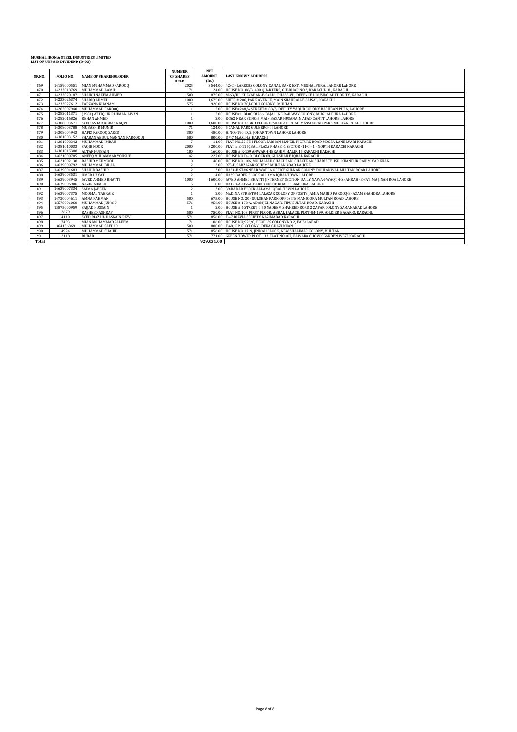**MUGHAL IRON & STEEL INDUSTRIES LIMITED**
**LIST OF UNPAID DIVIDEND (D-03)**

| SR.NO. | FOLIO NO. | NAME OF SHAREHOLODER | NUMBER OF SHARES HELD | NET AMOUNT (Rs.) | LAST KNOWN ADDRESS |
|---|---|---|---|---|---|
| 869 | 14159000551 | MIAN MUHAMMAD FAROOQ | 2025 | 3,544.00 | 42/C - LARECHS COLONY, CANAL BANK EXT. MUGHALPURA, LAHORE LAHORE |
| 870 | 14233018769 | MUHAMMAD AAMIR | 71 | 124.00 | HOUSE NO. 86/3, 400 QUARTERS, GULBHAR NO.2, KARACHI-18., KARACHI |
| 871 | 14233020187 | SHAIKH NAEEM AHMED | 500 | 875.00 | M-63/III, KHEYABAN-E-SAADI, PHASE-VII, DEFENCE HOUSING AUTHORITY, KARACHI |
| 872 | 14233026374 | SHARIQ AHMED | 1000 | 1,675.00 | SUITE #.206, PARK AVENUE, MAIN SHAHRAH-E-FAISAL, KARACHI |
| 873 | 14233027612 | FARZANA KHANAM | 575 | 920.00 | HOUSE NO.70,LODHI COLONY, MULTAN |
| 874 | 14282007940 | MUHAMMAD FAROOQ | 1 | 2.00 | HOUSE#248/A STREET#188/S, DEPUTY YAQUB COLONY BAGHBAN PURA, LAHORE |
| 875 | 14282011371 | (1981) ATTIQ UR REHMAN AWAN | 1 | 2.00 | HOUSE#1, BLOCK#766, BAJA LINE RAILWAY COLONY, MUGHALPURA LAHORE |
| 876 | 14282016826 | REHAN AHMED | 1 | 2.00 | E-362 NEAR ST.NO.5,MAIN BAZAR HUSANAIN ABAD CANTT LAHORE LAHORE |
| 877 | 14308003671 | SYED ASHAR ABBAS NAQVI | 1000 | 1,600.00 | HOUSE NO 12 3RD FLOOR IRSHAD ALI ROAD MANSOORAH PARK MULTAN ROAD LAHORE |
| 878 | 14308003788 | MUBASHIR MUNIR | 71 | 124.00 | 5 CANAL PARK GULBERG - II LAHORE |
| 879 | 14308004943 | HAFIZ FAROOQ SAEED | 300 | 480.00 | H. NO:-190, D/2, JOHAR TOWN LAHORE LAHORE |
| 880 | 14381003152 | SHABAN ABDUL MANNAN FAROOQUI | 500 | 800.00 | D/47 M.A.C.H.S KARACHI |
| 881 | 14381008342 | MUHAMMAD IMRAN | 7 | 11.00 | FLAT NO.22 5TH FLOOR FARHAN MANZIL PICTURE ROAD MOOSA LANE LYARI KARACHI |
| 882 | 14381010033 | SAQIB NOOR | 2000 | 3,200.00 | FLAT # E-11 IQBAL PLAZA PHASE -1 SECTOR -11-C - 1 - NORTH KARACHI KARACHI |
| 883 | 14381015388 | ALTAF HUSSAIN | 100 | 160.00 | HOUSE # R-139 ANWAR-E-IBRAHIM MALIR 15 KARACHI KARACHI |
| 884 | 14621000785 | ANEEQ MUHAMMAD YOUSUF | 142 | 227.00 | HOUSE NO D-20, BLOCK 08, GULSHAN E IQBAL KARACHI |
| 885 | 14621002138 | RASHID MEHMOOD | 110 | 148.00 | HOUSE NO. 106, MOHALLAH CHACHRAN, CHACHRAN SHARIF TEHSIL KHANPUR RAHIM YAR KHAN |
| 886 | 14639000792 | MUHAMMAD BILAL | 2 | 3.00 | 973-H,SABZAZAR SCHEME MULTAN ROAD LAHORE |
| 887 | 14639001683 | SHAHID BASHIR | 2 | 3.00 | H#21-B ST#6 NEAR WAPDA OFFICE GULNAR COLONY DOHLANWAL MULTAN ROAD LAHORE |
| 888 | 14639003531 | UMER HAYAT | 2 | 4.00 | H#39 BADER BLOCK ALLAMA IQBAL TOWN LAHORE |
| 889 | 14639003945 | JAVED AHMED BHATTI | 1000 | 1,600.00 | JAVED AHMED BHATTI (INTERNET SECTION DAILY NAWA-I-WAQT 4-SHAHRAH -E-FATIMA JINAH ROA LAHORE |
| 890 | 14639006906 | NAZIR AHMED | 5 | 8.00 | H#128-A AFZAL PARK YOUSUF ROAD ISLAMPURA LAHORE |
| 891 | 14639007334 | SAIMA JABEEN | 2 | 3.00 | 39-BADAR BLOCK ALLAMA IQBAL TOWN LAHORE |
| 892 | 14639007375 | MOOMAL TABRAIZ | 1 | 2.00 | MADINA STREET#4 LALAZAR COLONY OPPOSITE JAMIA MASJID FAROOQ-E- AZAM SHAHDRA LAHORE |
| 893 | 14720004611 | AMNA RAHMAN | 500 | 675.00 | HOUSE NO. 20 - GULSHAN PARK OPPOSITE MANSOORA MULTAN ROAD LAHORE |
| 894 | 15578001060 | MUHAMMAD JUNAID | 571 | 956.00 | HOUSE # 178-A, ADAMJEE NAGAR, TIPU SULTAN ROAD, KARACHI |
| 895 | 15875000959 | SAJJAD HUSSAIN | 1 | 2.00 | HOUSE # 4 STREET # 50 NADEEM SHAHEED ROAD 2 ZAFAR COLONY SAMANABAD LAHORE |
| 896 | 2679 | RASHEED ASHRAF | 500 | 750.00 | FLAT NO.103, FIRST FLOOR, ABBAL PALACE, PLOT-JM-199, SOLDIER BAZAR-3, KARACHI. |
| 897 | 4110 | SYED RIAZ UL HASNAIN RIZVI | 571 | 856.00 | F-47 RIZVIA SOCIETY NAZIMABAD KARACHI. |
| 898 | 7493 | MIAN MOHAMMAD SALEEM | 71 | 106.00 | HOUSE NO;926/C, PEOPLES COLONY NO.2, FAISALABAD. |
| 899 | 364136869 | MUHAMMAD SAFDAR | 500 | 800.00 | F-68, C.P.C. COLONY, DERA GHAZI KHAN |
| 900 | 4924 | MUHAMMAD SHAHID | 571 | 856.00 | HOUSE NO.1719, JINNAH BLOCK, NEW SHALIMAR COLONY, MULTAN |
| 901 | 2118 | RUBAB | 571 | 771.00 | GREEN TOWER PLOT 133, FLAT NO.407, FAWARA CHOWK GARDEN WEST KARACHI. |
| **Total** | | | | **929,031.00** | |